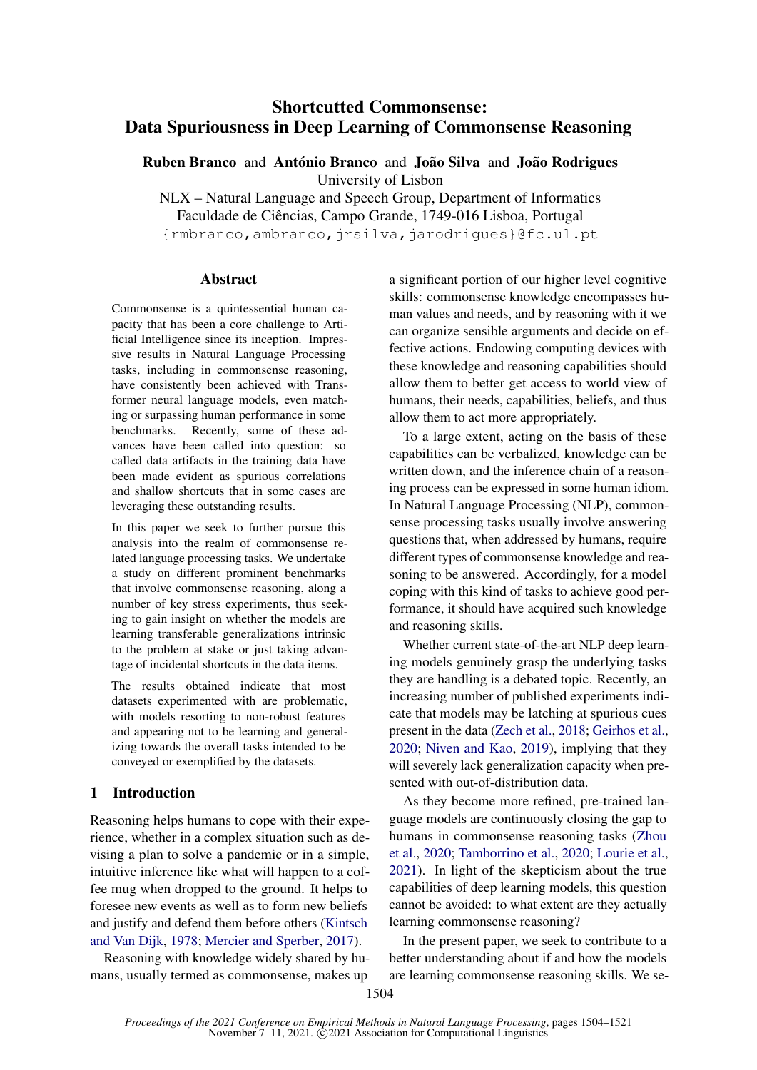# Shortcutted Commonsense: Data Spuriousness in Deep Learning of Commonsense Reasoning

**Ruben Branco** and **António Branco** and **João Silva** and **João Rodrigues**
University of Lisbon
NLX – Natural Language and Speech Group, Department of Informatics
Faculdade de Ciências, Campo Grande, 1749-016 Lisboa, Portugal
{rmbranco,ambranco,jrsilva,jarodrigues}@fc.ul.pt

## Abstract

Commonsense is a quintessential human capacity that has been a core challenge to Artificial Intelligence since its inception. Impressive results in Natural Language Processing tasks, including in commonsense reasoning, have consistently been achieved with Transformer neural language models, even matching or surpassing human performance in some benchmarks. Recently, some of these advances have been called into question: so called data artifacts in the training data have been made evident as spurious correlations and shallow shortcuts that in some cases are leveraging these outstanding results.

In this paper we seek to further pursue this analysis into the realm of commonsense related language processing tasks. We undertake a study on different prominent benchmarks that involve commonsense reasoning, along a number of key stress experiments, thus seeking to gain insight on whether the models are learning transferable generalizations intrinsic to the problem at stake or just taking advantage of incidental shortcuts in the data items.

The results obtained indicate that most datasets experimented with are problematic, with models resorting to non-robust features and appearing not to be learning and generalizing towards the overall tasks intended to be conveyed or exemplified by the datasets.

## 1 Introduction

Reasoning helps humans to cope with their experience, whether in a complex situation such as devising a plan to solve a pandemic or in a simple, intuitive inference like what will happen to a coffee mug when dropped to the ground. It helps to foresee new events as well as to form new beliefs and justify and defend them before others (Kintsch and Van Dijk, 1978; Mercier and Sperber, 2017).

Reasoning with knowledge widely shared by humans, usually termed as commonsense, makes up a significant portion of our higher level cognitive skills: commonsense knowledge encompasses human values and needs, and by reasoning with it we can organize sensible arguments and decide on effective actions. Endowing computing devices with these knowledge and reasoning capabilities should allow them to better get access to world view of humans, their needs, capabilities, beliefs, and thus allow them to act more appropriately.

To a large extent, acting on the basis of these capabilities can be verbalized, knowledge can be written down, and the inference chain of a reasoning process can be expressed in some human idiom. In Natural Language Processing (NLP), commonsense processing tasks usually involve answering questions that, when addressed by humans, require different types of commonsense knowledge and reasoning to be answered. Accordingly, for a model coping with this kind of tasks to achieve good performance, it should have acquired such knowledge and reasoning skills.

Whether current state-of-the-art NLP deep learning models genuinely grasp the underlying tasks they are handling is a debated topic. Recently, an increasing number of published experiments indicate that models may be latching at spurious cues present in the data (Zech et al., 2018; Geirhos et al., 2020; Niven and Kao, 2019), implying that they will severely lack generalization capacity when presented with out-of-distribution data.

As they become more refined, pre-trained language models are continuously closing the gap to humans in commonsense reasoning tasks (Zhou et al., 2020; Tamborrino et al., 2020; Lourie et al., 2021). In light of the skepticism about the true capabilities of deep learning models, this question cannot be avoided: to what extent are they actually learning commonsense reasoning?

In the present paper, we seek to contribute to a better understanding about if and how the models are learning commonsense reasoning skills. We se-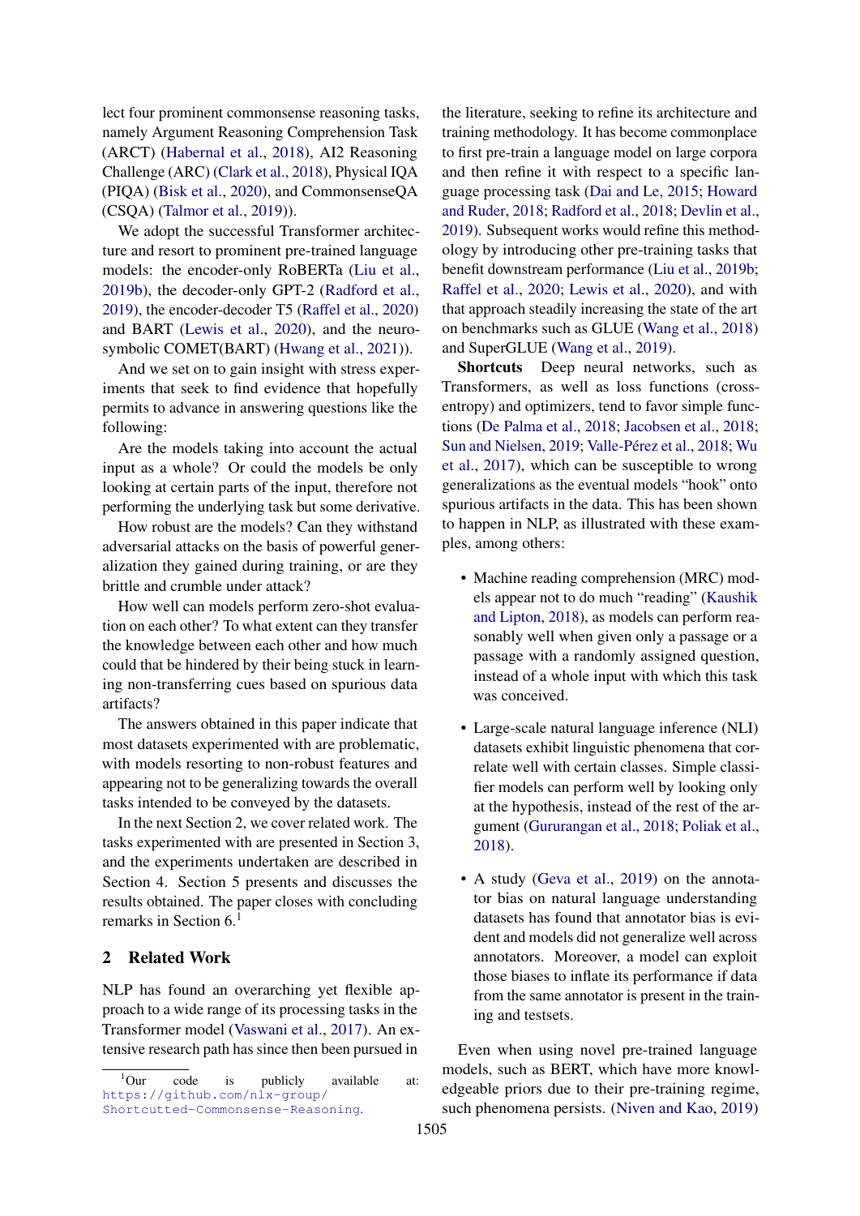lect four prominent commonsense reasoning tasks, namely Argument Reasoning Comprehension Task (ARCT) (Habernal et al., 2018), AI2 Reasoning Challenge (ARC) (Clark et al., 2018), Physical IQA (PIQA) (Bisk et al., 2020), and CommonsenseQA (CSQA) (Talmor et al., 2019)).

We adopt the successful Transformer architecture and resort to prominent pre-trained language models: the encoder-only RoBERTa (Liu et al., 2019b), the decoder-only GPT-2 (Radford et al., 2019), the encoder-decoder T5 (Raffel et al., 2020) and BART (Lewis et al., 2020), and the neuro-symbolic COMET(BART) (Hwang et al., 2021)).

And we set on to gain insight with stress experiments that seek to find evidence that hopefully permits to advance in answering questions like the following:

Are the models taking into account the actual input as a whole? Or could the models be only looking at certain parts of the input, therefore not performing the underlying task but some derivative.

How robust are the models? Can they withstand adversarial attacks on the basis of powerful generalization they gained during training, or are they brittle and crumble under attack?

How well can models perform zero-shot evaluation on each other? To what extent can they transfer the knowledge between each other and how much could that be hindered by their being stuck in learning non-transferring cues based on spurious data artifacts?

The answers obtained in this paper indicate that most datasets experimented with are problematic, with models resorting to non-robust features and appearing not to be generalizing towards the overall tasks intended to be conveyed by the datasets.

In the next Section 2, we cover related work. The tasks experimented with are presented in Section 3, and the experiments undertaken are described in Section 4. Section 5 presents and discusses the results obtained. The paper closes with concluding remarks in Section 6.[1]

## 2 Related Work

NLP has found an overarching yet flexible approach to a wide range of its processing tasks in the Transformer model (Vaswani et al., 2017). An extensive research path has since then been pursued in the literature, seeking to refine its architecture and training methodology. It has become commonplace to first pre-train a language model on large corpora and then refine it with respect to a specific language processing task (Dai and Le, 2015; Howard and Ruder, 2018; Radford et al., 2018; Devlin et al., 2019). Subsequent works would refine this methodology by introducing other pre-training tasks that benefit downstream performance (Liu et al., 2019b; Raffel et al., 2020; Lewis et al., 2020), and with that approach steadily increasing the state of the art on benchmarks such as GLUE (Wang et al., 2018) and SuperGLUE (Wang et al., 2019).

**Shortcuts** Deep neural networks, such as Transformers, as well as loss functions (cross-entropy) and optimizers, tend to favor simple functions (De Palma et al., 2018; Jacobsen et al., 2018; Sun and Nielsen, 2019; Valle-Pérez et al., 2018; Wu et al., 2017), which can be susceptible to wrong generalizations as the eventual models "hook" onto spurious artifacts in the data. This has been shown to happen in NLP, as illustrated with these examples, among others:

- Machine reading comprehension (MRC) models appear not to do much "reading" (Kaushik and Lipton, 2018), as models can perform reasonably well when given only a passage or a passage with a randomly assigned question, instead of a whole input with which this task was conceived.

- Large-scale natural language inference (NLI) datasets exhibit linguistic phenomena that correlate well with certain classes. Simple classifier models can perform well by looking only at the hypothesis, instead of the rest of the argument (Gururangan et al., 2018; Poliak et al., 2018).

- A study (Geva et al., 2019) on the annotator bias on natural language understanding datasets has found that annotator bias is evident and models did not generalize well across annotators. Moreover, a model can exploit those biases to inflate its performance if data from the same annotator is present in the training and testsets.

Even when using novel pre-trained language models, such as BERT, which have more knowledgeable priors due to their pre-training regime, such phenomena persists. (Niven and Kao, 2019)

[1] Our code is publicly available at: https://github.com/nlx-group/Shortcutted-Commonsense-Reasoning.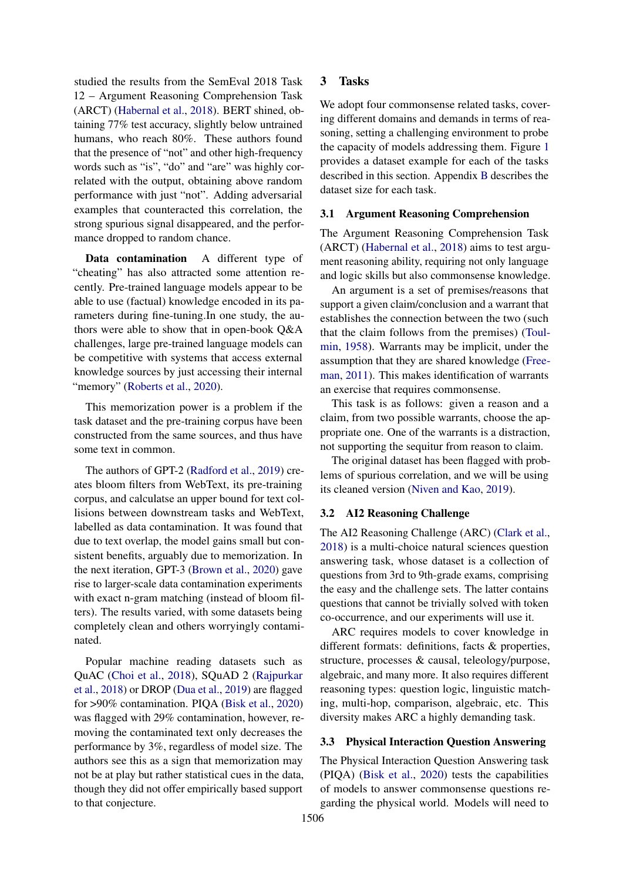studied the results from the SemEval 2018 Task 12 – Argument Reasoning Comprehension Task (ARCT) (Habernal et al., 2018). BERT shined, obtaining 77% test accuracy, slightly below untrained humans, who reach 80%. These authors found that the presence of "not" and other high-frequency words such as "is", "do" and "are" was highly correlated with the output, obtaining above random performance with just "not". Adding adversarial examples that counteracted this correlation, the strong spurious signal disappeared, and the performance dropped to random chance.

**Data contamination** A different type of "cheating" has also attracted some attention recently. Pre-trained language models appear to be able to use (factual) knowledge encoded in its parameters during fine-tuning.In one study, the authors were able to show that in open-book Q&A challenges, large pre-trained language models can be competitive with systems that access external knowledge sources by just accessing their internal "memory" (Roberts et al., 2020).

This memorization power is a problem if the task dataset and the pre-training corpus have been constructed from the same sources, and thus have some text in common.

The authors of GPT-2 (Radford et al., 2019) creates bloom filters from WebText, its pre-training corpus, and calculatse an upper bound for text collisions between downstream tasks and WebText, labelled as data contamination. It was found that due to text overlap, the model gains small but consistent benefits, arguably due to memorization. In the next iteration, GPT-3 (Brown et al., 2020) gave rise to larger-scale data contamination experiments with exact n-gram matching (instead of bloom filters). The results varied, with some datasets being completely clean and others worryingly contaminated.

Popular machine reading datasets such as QuAC (Choi et al., 2018), SQuAD 2 (Rajpurkar et al., 2018) or DROP (Dua et al., 2019) are flagged for >90% contamination. PIQA (Bisk et al., 2020) was flagged with 29% contamination, however, removing the contaminated text only decreases the performance by 3%, regardless of model size. The authors see this as a sign that memorization may not be at play but rather statistical cues in the data, though they did not offer empirically based support to that conjecture.

## 3 Tasks

We adopt four commonsense related tasks, covering different domains and demands in terms of reasoning, setting a challenging environment to probe the capacity of models addressing them. Figure 1 provides a dataset example for each of the tasks described in this section. Appendix B describes the dataset size for each task.

### 3.1 Argument Reasoning Comprehension

The Argument Reasoning Comprehension Task (ARCT) (Habernal et al., 2018) aims to test argument reasoning ability, requiring not only language and logic skills but also commonsense knowledge.

An argument is a set of premises/reasons that support a given claim/conclusion and a warrant that establishes the connection between the two (such that the claim follows from the premises) (Toulmin, 1958). Warrants may be implicit, under the assumption that they are shared knowledge (Freeman, 2011). This makes identification of warrants an exercise that requires commonsense.

This task is as follows: given a reason and a claim, from two possible warrants, choose the appropriate one. One of the warrants is a distraction, not supporting the sequitur from reason to claim.

The original dataset has been flagged with problems of spurious correlation, and we will be using its cleaned version (Niven and Kao, 2019).

### 3.2 AI2 Reasoning Challenge

The AI2 Reasoning Challenge (ARC) (Clark et al., 2018) is a multi-choice natural sciences question answering task, whose dataset is a collection of questions from 3rd to 9th-grade exams, comprising the easy and the challenge sets. The latter contains questions that cannot be trivially solved with token co-occurrence, and our experiments will use it.

ARC requires models to cover knowledge in different formats: definitions, facts & properties, structure, processes & causal, teleology/purpose, algebraic, and many more. It also requires different reasoning types: question logic, linguistic matching, multi-hop, comparison, algebraic, etc. This diversity makes ARC a highly demanding task.

### 3.3 Physical Interaction Question Answering

The Physical Interaction Question Answering task (PIQA) (Bisk et al., 2020) tests the capabilities of models to answer commonsense questions regarding the physical world. Models will need to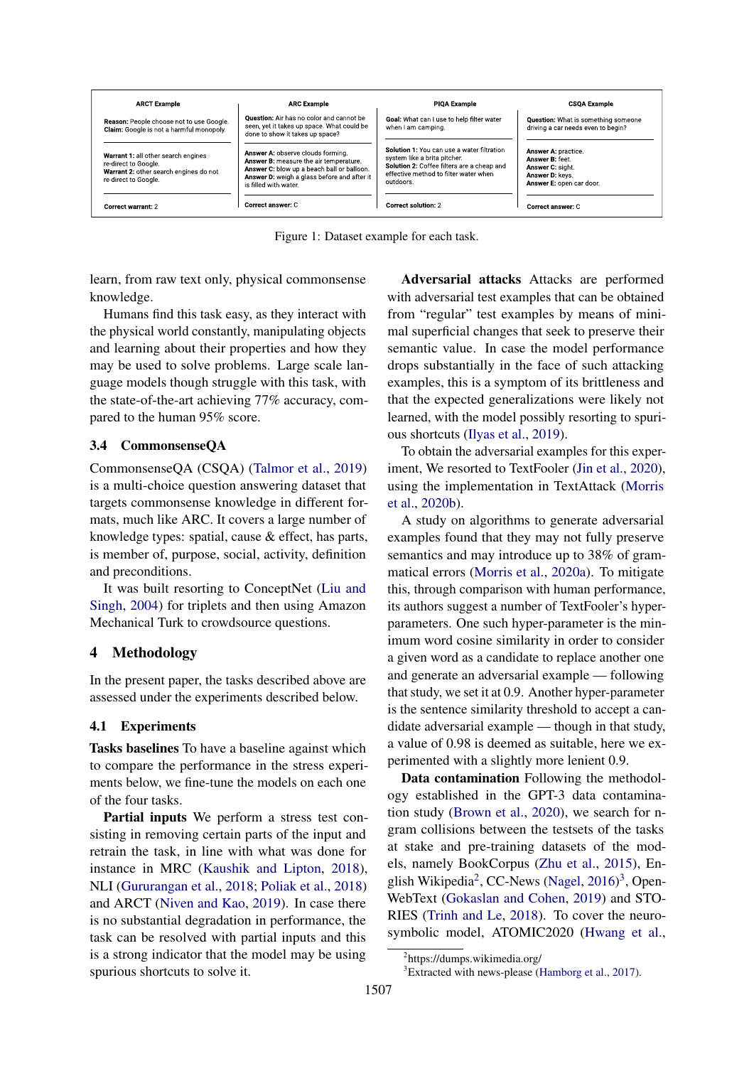| ARCT Example | ARC Example | PIQA Example | CSQA Example |
|---|---|---|---|
| **Reason:** People choose not to use Google. **Claim:** Google is not a harmful monopoly. | **Question:** Air has no color and cannot be seen, yet it takes up space. What could be done to show it takes up space? | **Goal:** What can I use to help filter water when I am camping. | **Question:** What is something someone driving a car needs even to begin? |
| **Warrant 1:** all other search engines re-direct to Google. **Warrant 2:** other search engines do not re-direct to Google. | **Answer A:** observe clouds forming. **Answer B:** measure the air temperature. **Answer C:** blow up a beach ball or balloon. **Answer D:** weigh a glass before and after it is filled with water. | **Solution 1:** You can use a water filtration system like a brita pitcher. **Solution 2:** Coffee filters are a cheap and effective method to filter water when outdoors. | **Answer A:** practice. **Answer B:** feet. **Answer C:** sight. **Answer D:** keys. **Answer E:** open car door. |
| **Correct warrant:** 2 | **Correct answer:** C | **Correct solution:** 2 | **Correct answer:** C |

Figure 1: Dataset example for each task.

learn, from raw text only, physical commonsense knowledge.

Humans find this task easy, as they interact with the physical world constantly, manipulating objects and learning about their properties and how they may be used to solve problems. Large scale language models though struggle with this task, with the state-of-the-art achieving 77% accuracy, compared to the human 95% score.

### 3.4 CommonsenseQA

CommonsenseQA (CSQA) (Talmor et al., 2019) is a multi-choice question answering dataset that targets commonsense knowledge in different formats, much like ARC. It covers a large number of knowledge types: spatial, cause & effect, has parts, is member of, purpose, social, activity, definition and preconditions.

It was built resorting to ConceptNet (Liu and Singh, 2004) for triplets and then using Amazon Mechanical Turk to crowdsource questions.

## 4 Methodology

In the present paper, the tasks described above are assessed under the experiments described below.

### 4.1 Experiments

**Tasks baselines** To have a baseline against which to compare the performance in the stress experiments below, we fine-tune the models on each one of the four tasks.

**Partial inputs** We perform a stress test consisting in removing certain parts of the input and retrain the task, in line with what was done for instance in MRC (Kaushik and Lipton, 2018), NLI (Gururangan et al., 2018; Poliak et al., 2018) and ARCT (Niven and Kao, 2019). In case there is no substantial degradation in performance, the task can be resolved with partial inputs and this is a strong indicator that the model may be using spurious shortcuts to solve it.

**Adversarial attacks** Attacks are performed with adversarial test examples that can be obtained from "regular" test examples by means of minimal superficial changes that seek to preserve their semantic value. In case the model performance drops substantially in the face of such attacking examples, this is a symptom of its brittleness and that the expected generalizations were likely not learned, with the model possibly resorting to spurious shortcuts (Ilyas et al., 2019).

To obtain the adversarial examples for this experiment, We resorted to TextFooler (Jin et al., 2020), using the implementation in TextAttack (Morris et al., 2020b).

A study on algorithms to generate adversarial examples found that they may not fully preserve semantics and may introduce up to 38% of grammatical errors (Morris et al., 2020a). To mitigate this, through comparison with human performance, its authors suggest a number of TextFooler's hyperparameters. One such hyper-parameter is the minimum word cosine similarity in order to consider a given word as a candidate to replace another one and generate an adversarial example — following that study, we set it at 0.9. Another hyper-parameter is the sentence similarity threshold to accept a candidate adversarial example — though in that study, a value of 0.98 is deemed as suitable, here we experimented with a slightly more lenient 0.9.

**Data contamination** Following the methodology established in the GPT-3 data contamination study (Brown et al., 2020), we search for n-gram collisions between the testsets of the tasks at stake and pre-training datasets of the models, namely BookCorpus (Zhu et al., 2015), English Wikipedia[2], CC-News (Nagel, 2016)[3], OpenWebText (Gokaslan and Cohen, 2019) and STORIES (Trinh and Le, 2018). To cover the neuro-symbolic model, ATOMIC2020 (Hwang et al.,

[2]https://dumps.wikimedia.org/

[3]Extracted with news-please (Hamborg et al., 2017).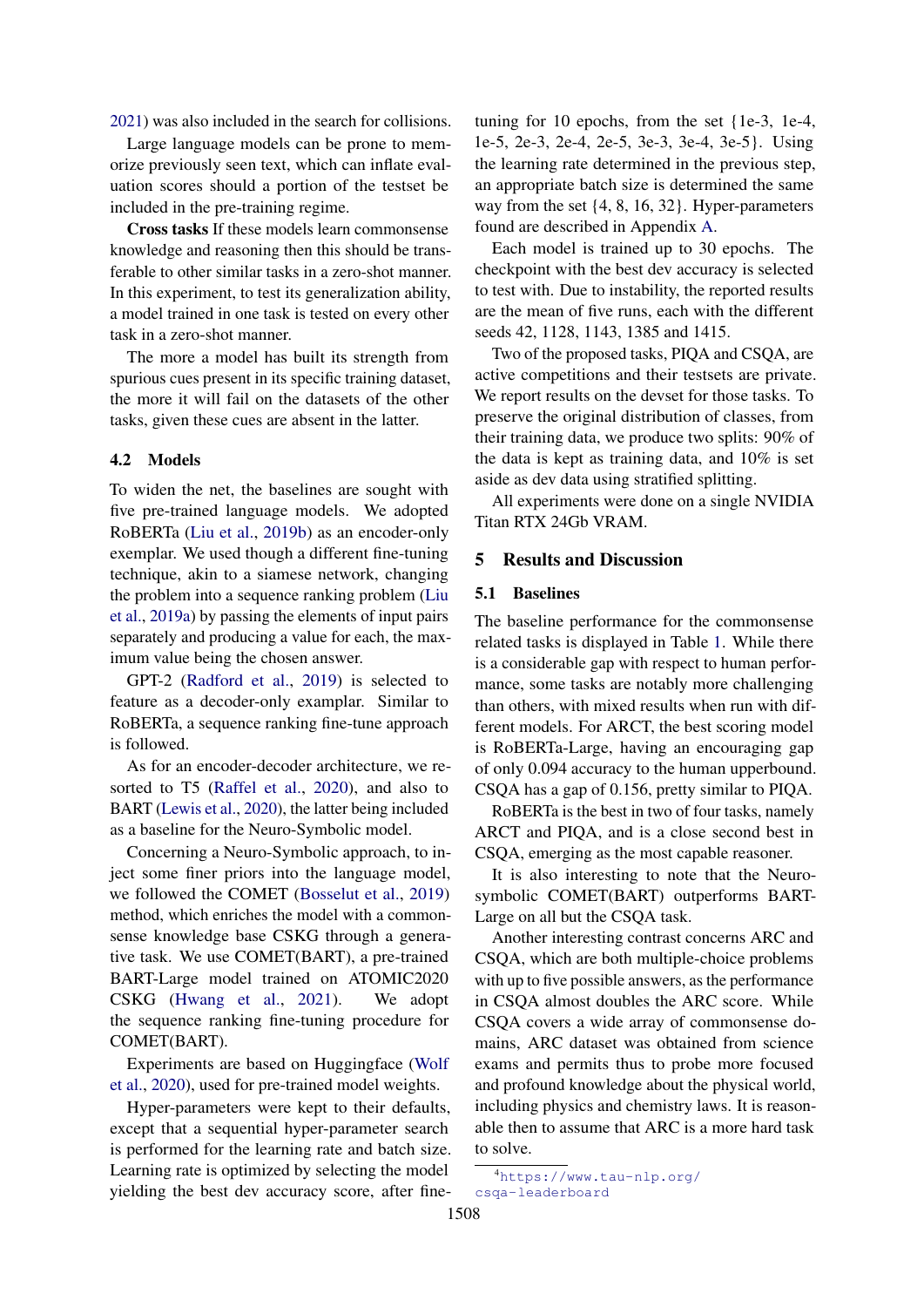2021) was also included in the search for collisions.

Large language models can be prone to memorize previously seen text, which can inflate evaluation scores should a portion of the testset be included in the pre-training regime.

**Cross tasks** If these models learn commonsense knowledge and reasoning then this should be transferable to other similar tasks in a zero-shot manner. In this experiment, to test its generalization ability, a model trained in one task is tested on every other task in a zero-shot manner.

The more a model has built its strength from spurious cues present in its specific training dataset, the more it will fail on the datasets of the other tasks, given these cues are absent in the latter.

### 4.2 Models

To widen the net, the baselines are sought with five pre-trained language models. We adopted RoBERTa (Liu et al., 2019b) as an encoder-only exemplar. We used though a different fine-tuning technique, akin to a siamese network, changing the problem into a sequence ranking problem (Liu et al., 2019a) by passing the elements of input pairs separately and producing a value for each, the maximum value being the chosen answer.

GPT-2 (Radford et al., 2019) is selected to feature as a decoder-only examplar. Similar to RoBERTa, a sequence ranking fine-tune approach is followed.

As for an encoder-decoder architecture, we resorted to T5 (Raffel et al., 2020), and also to BART (Lewis et al., 2020), the latter being included as a baseline for the Neuro-Symbolic model.

Concerning a Neuro-Symbolic approach, to inject some finer priors into the language model, we followed the COMET (Bosselut et al., 2019) method, which enriches the model with a commonsense knowledge base CSKG through a generative task. We use COMET(BART), a pre-trained BART-Large model trained on ATOMIC2020 CSKG (Hwang et al., 2021). We adopt the sequence ranking fine-tuning procedure for COMET(BART).

Experiments are based on Huggingface (Wolf et al., 2020), used for pre-trained model weights.

Hyper-parameters were kept to their defaults, except that a sequential hyper-parameter search is performed for the learning rate and batch size. Learning rate is optimized by selecting the model yielding the best dev accuracy score, after fine-tuning for 10 epochs, from the set {1e-3, 1e-4, 1e-5, 2e-3, 2e-4, 2e-5, 3e-3, 3e-4, 3e-5}. Using the learning rate determined in the previous step, an appropriate batch size is determined the same way from the set {4, 8, 16, 32}. Hyper-parameters found are described in Appendix A.

Each model is trained up to 30 epochs. The checkpoint with the best dev accuracy is selected to test with. Due to instability, the reported results are the mean of five runs, each with the different seeds 42, 1128, 1143, 1385 and 1415.

Two of the proposed tasks, PIQA and CSQA, are active competitions and their testsets are private. We report results on the devset for those tasks. To preserve the original distribution of classes, from their training data, we produce two splits: 90% of the data is kept as training data, and 10% is set aside as dev data using stratified splitting.

All experiments were done on a single NVIDIA Titan RTX 24Gb VRAM.

## 5 Results and Discussion

### 5.1 Baselines

The baseline performance for the commonsense related tasks is displayed in Table 1. While there is a considerable gap with respect to human performance, some tasks are notably more challenging than others, with mixed results when run with different models. For ARCT, the best scoring model is RoBERTa-Large, having an encouraging gap of only 0.094 accuracy to the human upperbound. CSQA has a gap of 0.156, pretty similar to PIQA.

RoBERTa is the best in two of four tasks, namely ARCT and PIQA, and is a close second best in CSQA, emerging as the most capable reasoner.

It is also interesting to note that the Neuro-symbolic COMET(BART) outperforms BART-Large on all but the CSQA task.

Another interesting contrast concerns ARC and CSQA, which are both multiple-choice problems with up to five possible answers, as the performance in CSQA almost doubles the ARC score. While CSQA covers a wide array of commonsense domains, ARC dataset was obtained from science exams and permits thus to probe more focused and profound knowledge about the physical world, including physics and chemistry laws. It is reasonable then to assume that ARC is a more hard task to solve.

[4] https://www.tau-nlp.org/csqa-leaderboard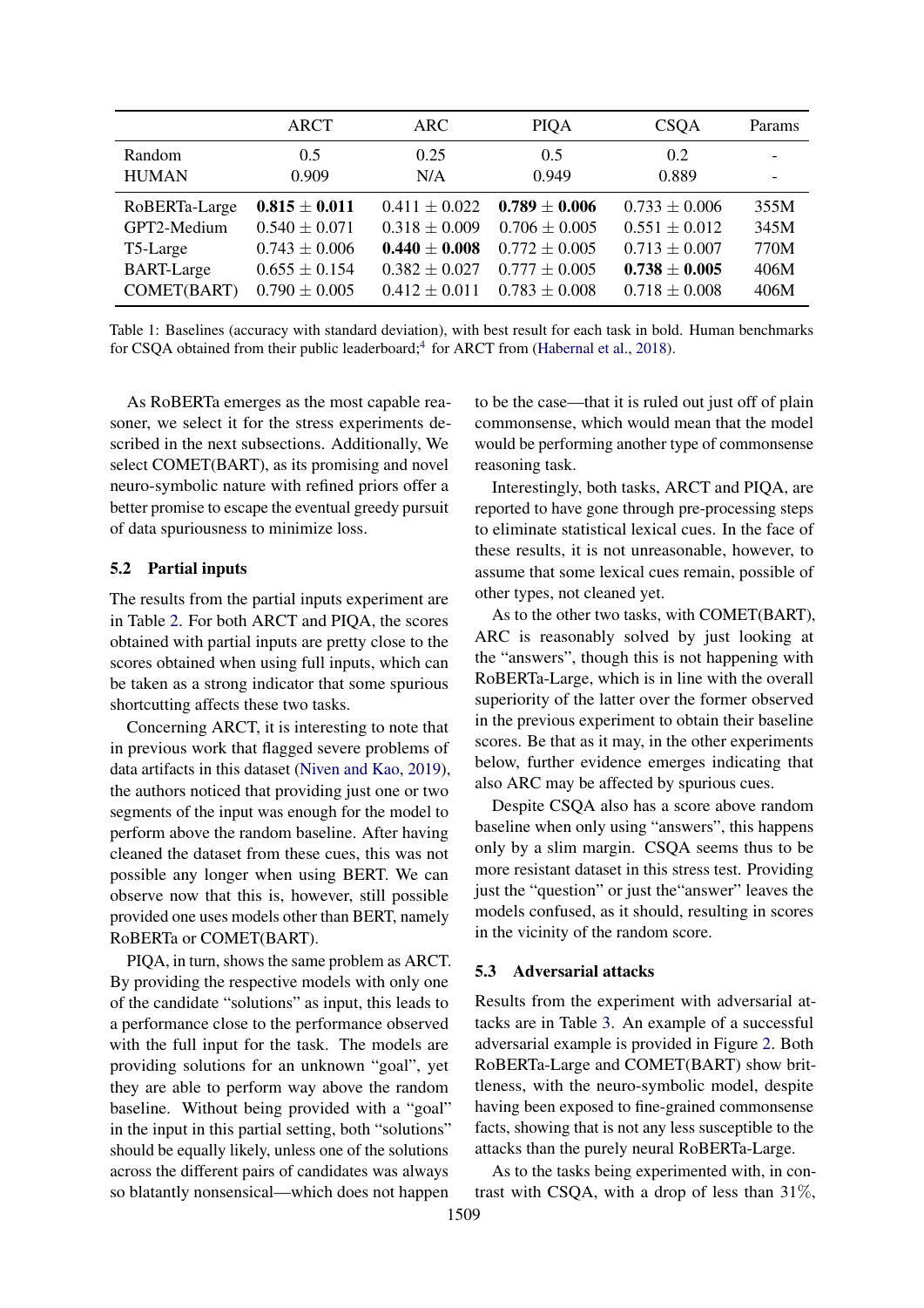| | ARCT | ARC | PIQA | CSQA | Params |
|---|---|---|---|---|---|
| Random | 0.5 | 0.25 | 0.5 | 0.2 | - |
| HUMAN | 0.909 | N/A | 0.949 | 0.889 | - |
| RoBERTa-Large | **0.815 ± 0.011** | 0.411 ± 0.022 | **0.789 ± 0.006** | 0.733 ± 0.006 | 355M |
| GPT2-Medium | 0.540 ± 0.071 | 0.318 ± 0.009 | 0.706 ± 0.005 | 0.551 ± 0.012 | 345M |
| T5-Large | 0.743 ± 0.006 | **0.440 ± 0.008** | 0.772 ± 0.005 | 0.713 ± 0.007 | 770M |
| BART-Large | 0.655 ± 0.154 | 0.382 ± 0.027 | 0.777 ± 0.005 | **0.738 ± 0.005** | 406M |
| COMET(BART) | 0.790 ± 0.005 | 0.412 ± 0.011 | 0.783 ± 0.008 | 0.718 ± 0.008 | 406M |

Table 1: Baselines (accuracy with standard deviation), with best result for each task in bold. Human benchmarks for CSQA obtained from their public leaderboard;[4] for ARCT from (Habernal et al., 2018).

As RoBERTa emerges as the most capable reasoner, we select it for the stress experiments described in the next subsections. Additionally, We select COMET(BART), as its promising and novel neuro-symbolic nature with refined priors offer a better promise to escape the eventual greedy pursuit of data spuriousness to minimize loss.

### 5.2 Partial inputs

The results from the partial inputs experiment are in Table 2. For both ARCT and PIQA, the scores obtained with partial inputs are pretty close to the scores obtained when using full inputs, which can be taken as a strong indicator that some spurious shortcutting affects these two tasks.

Concerning ARCT, it is interesting to note that in previous work that flagged severe problems of data artifacts in this dataset (Niven and Kao, 2019), the authors noticed that providing just one or two segments of the input was enough for the model to perform above the random baseline. After having cleaned the dataset from these cues, this was not possible any longer when using BERT. We can observe now that this is, however, still possible provided one uses models other than BERT, namely RoBERTa or COMET(BART).

PIQA, in turn, shows the same problem as ARCT. By providing the respective models with only one of the candidate "solutions" as input, this leads to a performance close to the performance observed with the full input for the task. The models are providing solutions for an unknown "goal", yet they are able to perform way above the random baseline. Without being provided with a "goal" in the input in this partial setting, both "solutions" should be equally likely, unless one of the solutions across the different pairs of candidates was always so blatantly nonsensical—which does not happen to be the case—that it is ruled out just off of plain commonsense, which would mean that the model would be performing another type of commonsense reasoning task.

Interestingly, both tasks, ARCT and PIQA, are reported to have gone through pre-processing steps to eliminate statistical lexical cues. In the face of these results, it is not unreasonable, however, to assume that some lexical cues remain, possible of other types, not cleaned yet.

As to the other two tasks, with COMET(BART), ARC is reasonably solved by just looking at the "answers", though this is not happening with RoBERTa-Large, which is in line with the overall superiority of the latter over the former observed in the previous experiment to obtain their baseline scores. Be that as it may, in the other experiments below, further evidence emerges indicating that also ARC may be affected by spurious cues.

Despite CSQA also has a score above random baseline when only using "answers", this happens only by a slim margin. CSQA seems thus to be more resistant dataset in this stress test. Providing just the "question" or just the"answer" leaves the models confused, as it should, resulting in scores in the vicinity of the random score.

### 5.3 Adversarial attacks

Results from the experiment with adversarial attacks are in Table 3. An example of a successful adversarial example is provided in Figure 2. Both RoBERTa-Large and COMET(BART) show brittleness, with the neuro-symbolic model, despite having been exposed to fine-grained commonsense facts, showing that is not any less susceptible to the attacks than the purely neural RoBERTa-Large.

As to the tasks being experimented with, in contrast with CSQA, with a drop of less than 31%,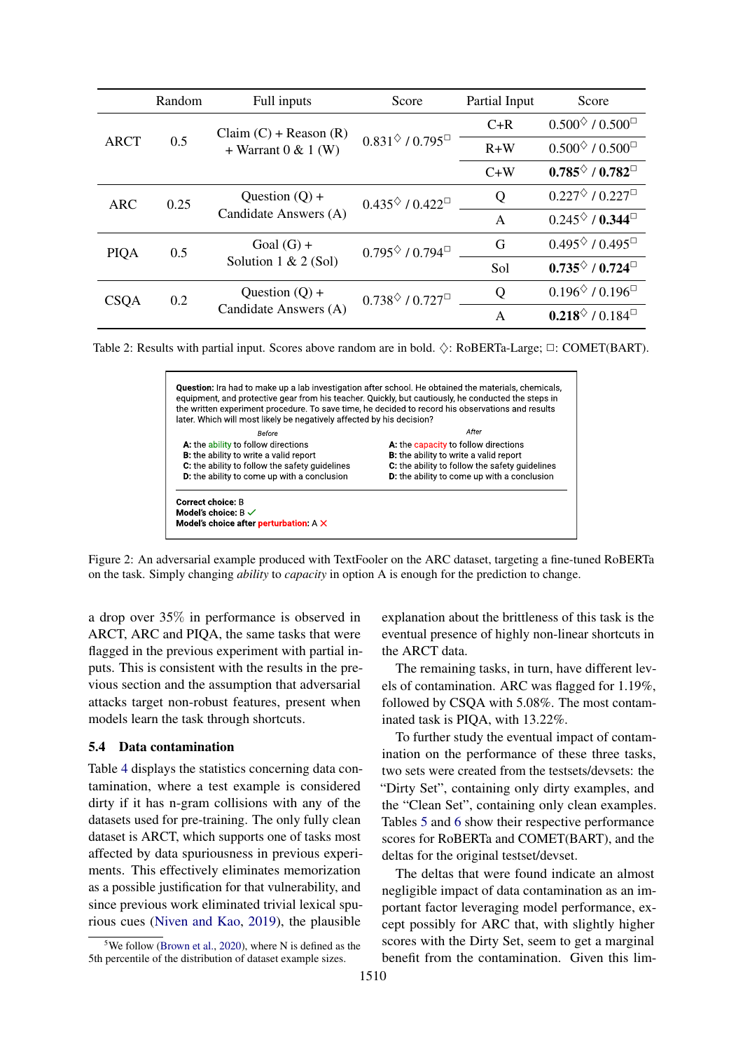| | Random | Full inputs | Score | Partial Input | Score |
|---|---|---|---|---|---|
| ARCT | 0.5 | Claim (C) + Reason (R) + Warrant 0 & 1 (W) | 0.831$^\diamondsuit$ / 0.795$^\square$ | C+R | 0.500$^\diamondsuit$ / 0.500$^\square$ |
| | | | | R+W | 0.500$^\diamondsuit$ / 0.500$^\square$ |
| | | | | C+W | **0.785**$^\diamondsuit$ / **0.782**$^\square$ |
| ARC | 0.25 | Question (Q) + Candidate Answers (A) | 0.435$^\diamondsuit$ / 0.422$^\square$ | Q | 0.227$^\diamondsuit$ / 0.227$^\square$ |
| | | | | A | 0.245$^\diamondsuit$ / **0.344**$^\square$ |
| PIQA | 0.5 | Goal (G) + Solution 1 & 2 (Sol) | 0.795$^\diamondsuit$ / 0.794$^\square$ | G | 0.495$^\diamondsuit$ / 0.495$^\square$ |
| | | | | Sol | **0.735**$^\diamondsuit$ / **0.724**$^\square$ |
| CSQA | 0.2 | Question (Q) + Candidate Answers (A) | 0.738$^\diamondsuit$ / 0.727$^\square$ | Q | 0.196$^\diamondsuit$ / 0.196$^\square$ |
| | | | | A | **0.218**$^\diamondsuit$ / 0.184$^\square$ |

Table 2: Results with partial input. Scores above random are in bold. $\diamondsuit$: RoBERTa-Large; $\square$: COMET(BART).

**Question:** Ira had to make up a lab investigation after school. He obtained the materials, chemicals, equipment, and protective gear from his teacher. Quickly, but cautiously, he conducted the steps in the written experiment procedure. To save time, he decided to record his observations and results later. Which will most likely be negatively affected by his decision?

*Before*

**A:** the ability to follow directions
**B:** the ability to write a valid report
**C:** the ability to follow the safety guidelines
**D:** the ability to come up with a conclusion

*After*

**A:** the capacity to follow directions
**B:** the ability to write a valid report
**C:** the ability to follow the safety guidelines
**D:** the ability to come up with a conclusion

**Correct choice:** B
**Model's choice:** B ✓
**Model's choice after perturbation:** A ✗

Figure 2: An adversarial example produced with TextFooler on the ARC dataset, targeting a fine-tuned RoBERTa on the task. Simply changing *ability* to *capacity* in option A is enough for the prediction to change.

a drop over 35% in performance is observed in ARCT, ARC and PIQA, the same tasks that were flagged in the previous experiment with partial inputs. This is consistent with the results in the previous section and the assumption that adversarial attacks target non-robust features, present when models learn the task through shortcuts.

### 5.4 Data contamination

Table 4 displays the statistics concerning data contamination, where a test example is considered dirty if it has n-gram collisions with any of the datasets used for pre-training. The only fully clean dataset is ARCT, which supports one of tasks most affected by data spuriousness in previous experiments. This effectively eliminates memorization as a possible justification for that vulnerability, and since previous work eliminated trivial lexical spurious cues (Niven and Kao, 2019), the plausible explanation about the brittleness of this task is the eventual presence of highly non-linear shortcuts in the ARCT data.

The remaining tasks, in turn, have different levels of contamination. ARC was flagged for 1.19%, followed by CSQA with 5.08%. The most contaminated task is PIQA, with 13.22%.

To further study the eventual impact of contamination on the performance of these three tasks, two sets were created from the testsets/devsets: the "Dirty Set", containing only dirty examples, and the "Clean Set", containing only clean examples. Tables 5 and 6 show their respective performance scores for RoBERTa and COMET(BART), and the deltas for the original testset/devset.

The deltas that were found indicate an almost negligible impact of data contamination as an important factor leveraging model performance, except possibly for ARC that, with slightly higher scores with the Dirty Set, seem to get a marginal benefit from the contamination. Given this lim-

[5] We follow (Brown et al., 2020), where N is defined as the 5th percentile of the distribution of dataset example sizes.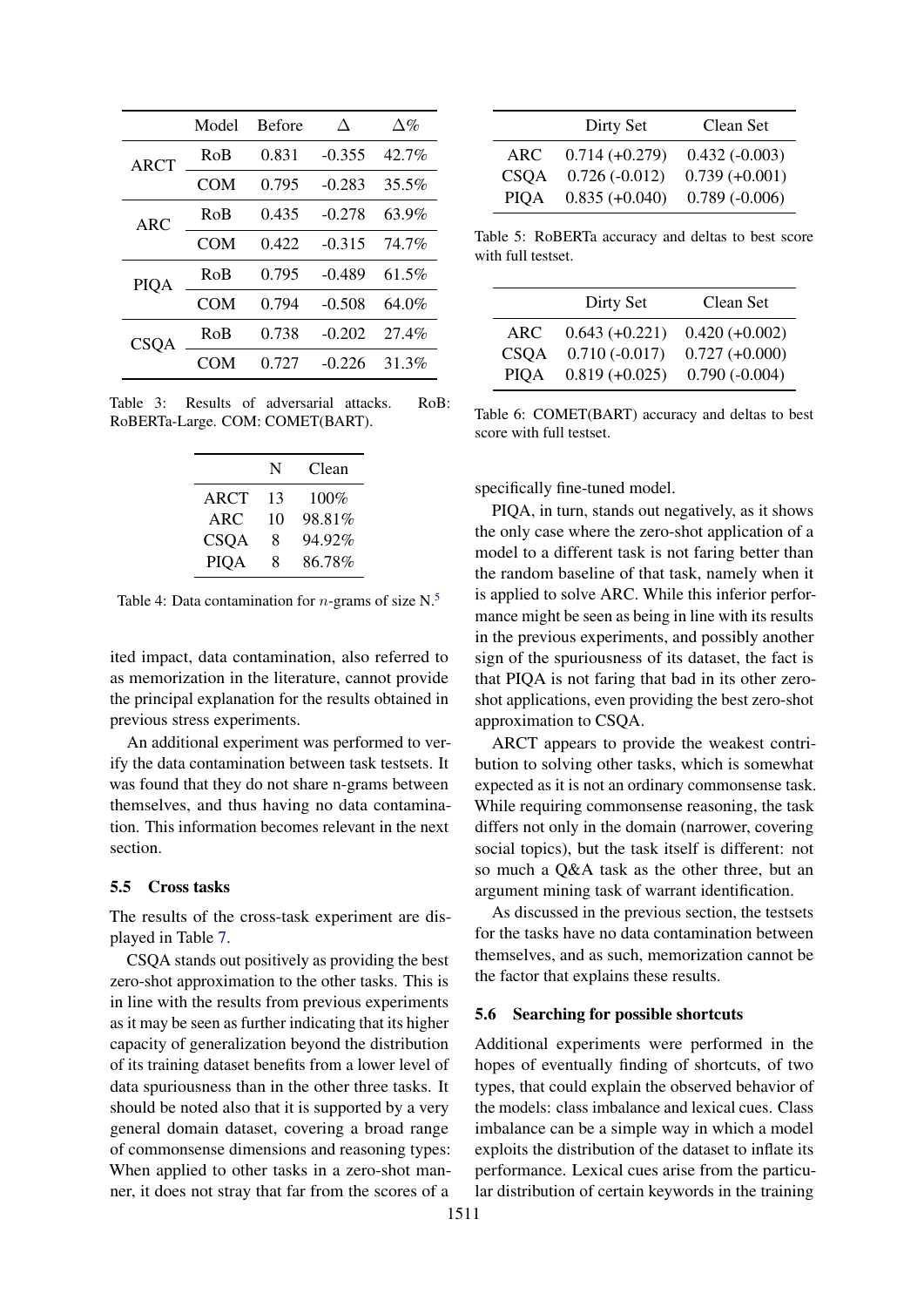| | Model | Before | Δ | Δ% |
|---|---|---|---|---|
| ARCT | RoB | 0.831 | -0.355 | 42.7% |
| | COM | 0.795 | -0.283 | 35.5% |
| ARC | RoB | 0.435 | -0.278 | 63.9% |
| | COM | 0.422 | -0.315 | 74.7% |
| PIQA | RoB | 0.795 | -0.489 | 61.5% |
| | COM | 0.794 | -0.508 | 64.0% |
| CSQA | RoB | 0.738 | -0.202 | 27.4% |
| | COM | 0.727 | -0.226 | 31.3% |

Table 3: Results of adversarial attacks. RoB: RoBERTa-Large. COM: COMET(BART).

| | N | Clean |
|---|---|---|
| ARCT | 13 | 100% |
| ARC | 10 | 98.81% |
| CSQA | 8 | 94.92% |
| PIQA | 8 | 86.78% |

Table 4: Data contamination for $n$-grams of size N.[5]

ited impact, data contamination, also referred to as memorization in the literature, cannot provide the principal explanation for the results obtained in previous stress experiments.

An additional experiment was performed to verify the data contamination between task testsets. It was found that they do not share n-grams between themselves, and thus having no data contamination. This information becomes relevant in the next section.

### 5.5 Cross tasks

The results of the cross-task experiment are displayed in Table 7.

CSQA stands out positively as providing the best zero-shot approximation to the other tasks. This is in line with the results from previous experiments as it may be seen as further indicating that its higher capacity of generalization beyond the distribution of its training dataset benefits from a lower level of data spuriousness than in the other three tasks. It should be noted also that it is supported by a very general domain dataset, covering a broad range of commonsense dimensions and reasoning types: When applied to other tasks in a zero-shot manner, it does not stray that far from the scores of a specifically fine-tuned model.

| | Dirty Set | Clean Set |
|---|---|---|
| ARC | 0.714 (+0.279) | 0.432 (-0.003) |
| CSQA | 0.726 (-0.012) | 0.739 (+0.001) |
| PIQA | 0.835 (+0.040) | 0.789 (-0.006) |

Table 5: RoBERTa accuracy and deltas to best score with full testset.

| | Dirty Set | Clean Set |
|---|---|---|
| ARC | 0.643 (+0.221) | 0.420 (+0.002) |
| CSQA | 0.710 (-0.017) | 0.727 (+0.000) |
| PIQA | 0.819 (+0.025) | 0.790 (-0.004) |

Table 6: COMET(BART) accuracy and deltas to best score with full testset.

PIQA, in turn, stands out negatively, as it shows the only case where the zero-shot application of a model to a different task is not faring better than the random baseline of that task, namely when it is applied to solve ARC. While this inferior performance might be seen as being in line with its results in the previous experiments, and possibly another sign of the spuriousness of its dataset, the fact is that PIQA is not faring that bad in its other zero-shot applications, even providing the best zero-shot approximation to CSQA.

ARCT appears to provide the weakest contribution to solving other tasks, which is somewhat expected as it is not an ordinary commonsense task. While requiring commonsense reasoning, the task differs not only in the domain (narrower, covering social topics), but the task itself is different: not so much a Q&A task as the other three, but an argument mining task of warrant identification.

As discussed in the previous section, the testsets for the tasks have no data contamination between themselves, and as such, memorization cannot be the factor that explains these results.

### 5.6 Searching for possible shortcuts

Additional experiments were performed in the hopes of eventually finding of shortcuts, of two types, that could explain the observed behavior of the models: class imbalance and lexical cues. Class imbalance can be a simple way in which a model exploits the distribution of the dataset to inflate its performance. Lexical cues arise from the particular distribution of certain keywords in the training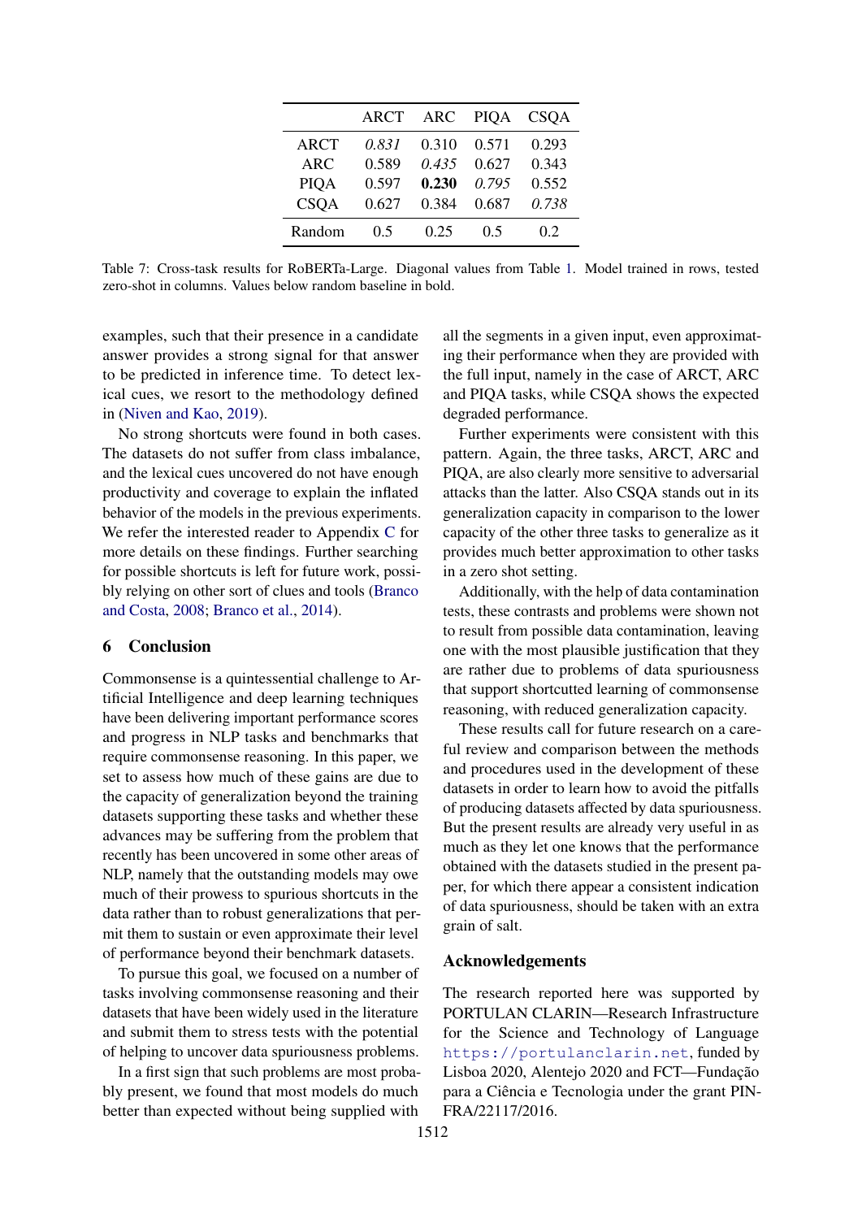|  | ARCT | ARC | PIQA | CSQA |
|---|---|---|---|---|
| ARCT | *0.831* | 0.310 | 0.571 | 0.293 |
| ARC | 0.589 | *0.435* | 0.627 | 0.343 |
| PIQA | 0.597 | **0.230** | *0.795* | 0.552 |
| CSQA | 0.627 | 0.384 | 0.687 | *0.738* |
| Random | 0.5 | 0.25 | 0.5 | 0.2 |

Table 7: Cross-task results for RoBERTa-Large. Diagonal values from Table 1. Model trained in rows, tested zero-shot in columns. Values below random baseline in bold.

examples, such that their presence in a candidate answer provides a strong signal for that answer to be predicted in inference time. To detect lexical cues, we resort to the methodology defined in (Niven and Kao, 2019).

No strong shortcuts were found in both cases. The datasets do not suffer from class imbalance, and the lexical cues uncovered do not have enough productivity and coverage to explain the inflated behavior of the models in the previous experiments. We refer the interested reader to Appendix C for more details on these findings. Further searching for possible shortcuts is left for future work, possibly relying on other sort of clues and tools (Branco and Costa, 2008; Branco et al., 2014).

## 6 Conclusion

Commonsense is a quintessential challenge to Artificial Intelligence and deep learning techniques have been delivering important performance scores and progress in NLP tasks and benchmarks that require commonsense reasoning. In this paper, we set to assess how much of these gains are due to the capacity of generalization beyond the training datasets supporting these tasks and whether these advances may be suffering from the problem that recently has been uncovered in some other areas of NLP, namely that the outstanding models may owe much of their prowess to spurious shortcuts in the data rather than to robust generalizations that permit them to sustain or even approximate their level of performance beyond their benchmark datasets.

To pursue this goal, we focused on a number of tasks involving commonsense reasoning and their datasets that have been widely used in the literature and submit them to stress tests with the potential of helping to uncover data spuriousness problems.

In a first sign that such problems are most probably present, we found that most models do much better than expected without being supplied with all the segments in a given input, even approximating their performance when they are provided with the full input, namely in the case of ARCT, ARC and PIQA tasks, while CSQA shows the expected degraded performance.

Further experiments were consistent with this pattern. Again, the three tasks, ARCT, ARC and PIQA, are also clearly more sensitive to adversarial attacks than the latter. Also CSQA stands out in its generalization capacity in comparison to the lower capacity of the other three tasks to generalize as it provides much better approximation to other tasks in a zero shot setting.

Additionally, with the help of data contamination tests, these contrasts and problems were shown not to result from possible data contamination, leaving one with the most plausible justification that they are rather due to problems of data spuriousness that support shortcutted learning of commonsense reasoning, with reduced generalization capacity.

These results call for future research on a careful review and comparison between the methods and procedures used in the development of these datasets in order to learn how to avoid the pitfalls of producing datasets affected by data spuriousness. But the present results are already very useful in as much as they let one knows that the performance obtained with the datasets studied in the present paper, for which there appear a consistent indication of data spuriousness, should be taken with an extra grain of salt.

## Acknowledgements

The research reported here was supported by PORTULAN CLARIN—Research Infrastructure for the Science and Technology of Language `https://portulanclarin.net`, funded by Lisboa 2020, Alentejo 2020 and FCT—Fundação para a Ciência e Tecnologia under the grant PINFRA/22117/2016.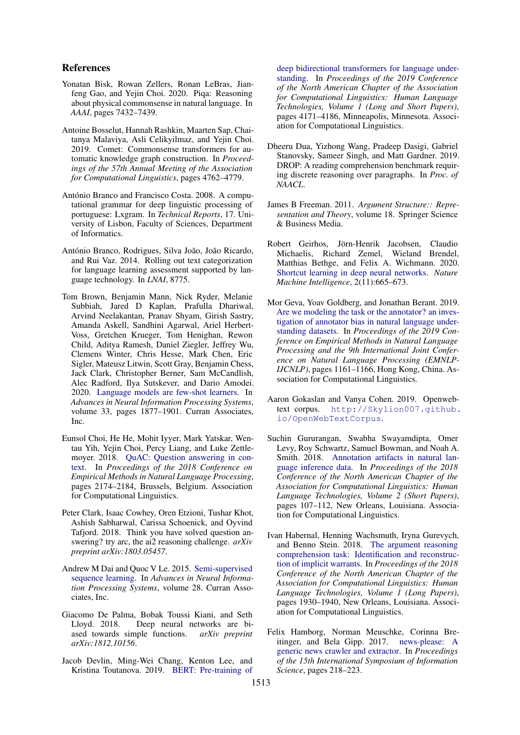## References

Yonatan Bisk, Rowan Zellers, Ronan LeBras, Jianfeng Gao, and Yejin Choi. 2020. Piqa: Reasoning about physical commonsense in natural language. In *AAAI*, pages 7432–7439.

Antoine Bosselut, Hannah Rashkin, Maarten Sap, Chaitanya Malaviya, Asli Celikyilmaz, and Yejin Choi. 2019. Comet: Commonsense transformers for automatic knowledge graph construction. In *Proceedings of the 57th Annual Meeting of the Association for Computational Linguistics*, pages 4762–4779.

António Branco and Francisco Costa. 2008. A computational grammar for deep linguistic processing of portuguese: Lxgram. In *Technical Reports*, 17. University of Lisbon, Faculty of Sciences, Department of Informatics.

António Branco, Rodrigues, Silva João, João Ricardo, and Rui Vaz. 2014. Rolling out text categorization for language learning assessment supported by language technology. In *LNAI*, 8775.

Tom Brown, Benjamin Mann, Nick Ryder, Melanie Subbiah, Jared D Kaplan, Prafulla Dhariwal, Arvind Neelakantan, Pranav Shyam, Girish Sastry, Amanda Askell, Sandhini Agarwal, Ariel Herbert-Voss, Gretchen Krueger, Tom Henighan, Rewon Child, Aditya Ramesh, Daniel Ziegler, Jeffrey Wu, Clemens Winter, Chris Hesse, Mark Chen, Eric Sigler, Mateusz Litwin, Scott Gray, Benjamin Chess, Jack Clark, Christopher Berner, Sam McCandlish, Alec Radford, Ilya Sutskever, and Dario Amodei. 2020. Language models are few-shot learners. In *Advances in Neural Information Processing Systems*, volume 33, pages 1877–1901. Curran Associates, Inc.

Eunsol Choi, He He, Mohit Iyyer, Mark Yatskar, Wen-tau Yih, Yejin Choi, Percy Liang, and Luke Zettlemoyer. 2018. QuAC: Question answering in context. In *Proceedings of the 2018 Conference on Empirical Methods in Natural Language Processing*, pages 2174–2184, Brussels, Belgium. Association for Computational Linguistics.

Peter Clark, Isaac Cowhey, Oren Etzioni, Tushar Khot, Ashish Sabharwal, Carissa Schoenick, and Oyvind Tafjord. 2018. Think you have solved question answering? try arc, the ai2 reasoning challenge. *arXiv preprint arXiv:1803.05457*.

Andrew M Dai and Quoc V Le. 2015. Semi-supervised sequence learning. In *Advances in Neural Information Processing Systems*, volume 28. Curran Associates, Inc.

Giacomo De Palma, Bobak Toussi Kiani, and Seth Lloyd. 2018. Deep neural networks are biased towards simple functions. *arXiv preprint arXiv:1812.10156*.

Jacob Devlin, Ming-Wei Chang, Kenton Lee, and Kristina Toutanova. 2019. BERT: Pre-training of deep bidirectional transformers for language understanding. In *Proceedings of the 2019 Conference of the North American Chapter of the Association for Computational Linguistics: Human Language Technologies, Volume 1 (Long and Short Papers)*, pages 4171–4186, Minneapolis, Minnesota. Association for Computational Linguistics.

Dheeru Dua, Yizhong Wang, Pradeep Dasigi, Gabriel Stanovsky, Sameer Singh, and Matt Gardner. 2019. DROP: A reading comprehension benchmark requiring discrete reasoning over paragraphs. In *Proc. of NAACL*.

James B Freeman. 2011. *Argument Structure:: Representation and Theory*, volume 18. Springer Science & Business Media.

Robert Geirhos, Jörn-Henrik Jacobsen, Claudio Michaelis, Richard Zemel, Wieland Brendel, Matthias Bethge, and Felix A. Wichmann. 2020. Shortcut learning in deep neural networks. *Nature Machine Intelligence*, 2(11):665–673.

Mor Geva, Yoav Goldberg, and Jonathan Berant. 2019. Are we modeling the task or the annotator? an investigation of annotator bias in natural language understanding datasets. In *Proceedings of the 2019 Conference on Empirical Methods in Natural Language Processing and the 9th International Joint Conference on Natural Language Processing (EMNLP-IJCNLP)*, pages 1161–1166, Hong Kong, China. Association for Computational Linguistics.

Aaron Gokaslan and Vanya Cohen. 2019. Openwebtext corpus. `http://Skylion007.github.io/OpenWebTextCorpus`.

Suchin Gururangan, Swabha Swayamdipta, Omer Levy, Roy Schwartz, Samuel Bowman, and Noah A. Smith. 2018. Annotation artifacts in natural language inference data. In *Proceedings of the 2018 Conference of the North American Chapter of the Association for Computational Linguistics: Human Language Technologies, Volume 2 (Short Papers)*, pages 107–112, New Orleans, Louisiana. Association for Computational Linguistics.

Ivan Habernal, Henning Wachsmuth, Iryna Gurevych, and Benno Stein. 2018. The argument reasoning comprehension task: Identification and reconstruction of implicit warrants. In *Proceedings of the 2018 Conference of the North American Chapter of the Association for Computational Linguistics: Human Language Technologies, Volume 1 (Long Papers)*, pages 1930–1940, New Orleans, Louisiana. Association for Computational Linguistics.

Felix Hamborg, Norman Meuschke, Corinna Breitinger, and Bela Gipp. 2017. news-please: A generic news crawler and extractor. In *Proceedings of the 15th International Symposium of Information Science*, pages 218–223.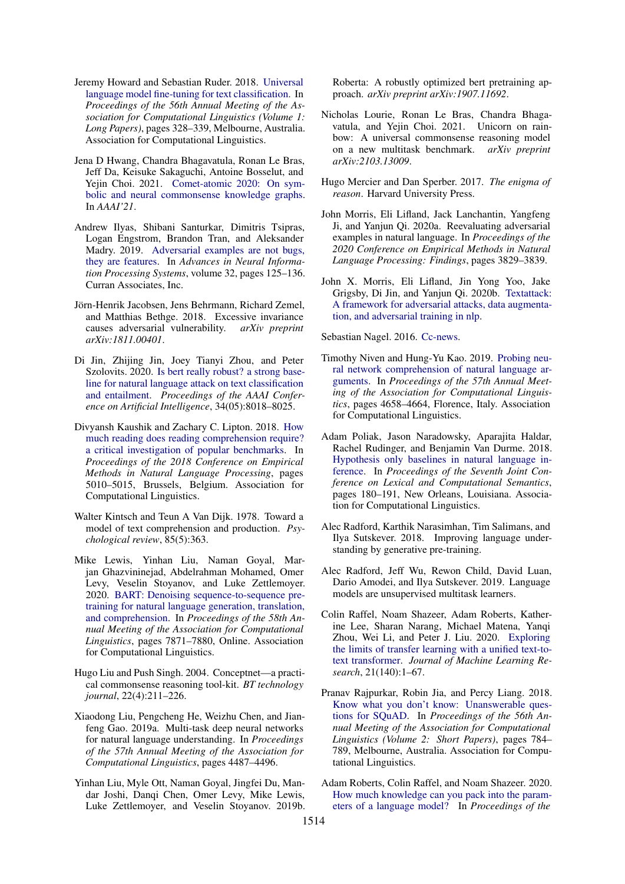Jeremy Howard and Sebastian Ruder. 2018. Universal language model fine-tuning for text classification. In *Proceedings of the 56th Annual Meeting of the Association for Computational Linguistics (Volume 1: Long Papers)*, pages 328–339, Melbourne, Australia. Association for Computational Linguistics.

Jena D Hwang, Chandra Bhagavatula, Ronan Le Bras, Jeff Da, Keisuke Sakaguchi, Antoine Bosselut, and Yejin Choi. 2021. Comet-atomic 2020: On symbolic and neural commonsense knowledge graphs. In *AAAI'21*.

Andrew Ilyas, Shibani Santurkar, Dimitris Tsipras, Logan Engstrom, Brandon Tran, and Aleksander Madry. 2019. Adversarial examples are not bugs, they are features. In *Advances in Neural Information Processing Systems*, volume 32, pages 125–136. Curran Associates, Inc.

Jörn-Henrik Jacobsen, Jens Behrmann, Richard Zemel, and Matthias Bethge. 2018. Excessive invariance causes adversarial vulnerability. *arXiv preprint arXiv:1811.00401*.

Di Jin, Zhijing Jin, Joey Tianyi Zhou, and Peter Szolovits. 2020. Is bert really robust? a strong baseline for natural language attack on text classification and entailment. *Proceedings of the AAAI Conference on Artificial Intelligence*, 34(05):8018–8025.

Divyansh Kaushik and Zachary C. Lipton. 2018. How much reading does reading comprehension require? a critical investigation of popular benchmarks. In *Proceedings of the 2018 Conference on Empirical Methods in Natural Language Processing*, pages 5010–5015, Brussels, Belgium. Association for Computational Linguistics.

Walter Kintsch and Teun A Van Dijk. 1978. Toward a model of text comprehension and production. *Psychological review*, 85(5):363.

Mike Lewis, Yinhan Liu, Naman Goyal, Marjan Ghazvininejad, Abdelrahman Mohamed, Omer Levy, Veselin Stoyanov, and Luke Zettlemoyer. 2020. BART: Denoising sequence-to-sequence pre-training for natural language generation, translation, and comprehension. In *Proceedings of the 58th Annual Meeting of the Association for Computational Linguistics*, pages 7871–7880, Online. Association for Computational Linguistics.

Hugo Liu and Push Singh. 2004. Conceptnet—a practical commonsense reasoning tool-kit. *BT technology journal*, 22(4):211–226.

Xiaodong Liu, Pengcheng He, Weizhu Chen, and Jianfeng Gao. 2019a. Multi-task deep neural networks for natural language understanding. In *Proceedings of the 57th Annual Meeting of the Association for Computational Linguistics*, pages 4487–4496.

Yinhan Liu, Myle Ott, Naman Goyal, Jingfei Du, Mandar Joshi, Danqi Chen, Omer Levy, Mike Lewis, Luke Zettlemoyer, and Veselin Stoyanov. 2019b. Roberta: A robustly optimized bert pretraining approach. *arXiv preprint arXiv:1907.11692*.

Nicholas Lourie, Ronan Le Bras, Chandra Bhagavatula, and Yejin Choi. 2021. Unicorn on rainbow: A universal commonsense reasoning model on a new multitask benchmark. *arXiv preprint arXiv:2103.13009*.

Hugo Mercier and Dan Sperber. 2017. *The enigma of reason*. Harvard University Press.

John Morris, Eli Lifland, Jack Lanchantin, Yangfeng Ji, and Yanjun Qi. 2020a. Reevaluating adversarial examples in natural language. In *Proceedings of the 2020 Conference on Empirical Methods in Natural Language Processing: Findings*, pages 3829–3839.

John X. Morris, Eli Lifland, Jin Yong Yoo, Jake Grigsby, Di Jin, and Yanjun Qi. 2020b. Textattack: A framework for adversarial attacks, data augmentation, and adversarial training in nlp.

Sebastian Nagel. 2016. Cc-news.

Timothy Niven and Hung-Yu Kao. 2019. Probing neural network comprehension of natural language arguments. In *Proceedings of the 57th Annual Meeting of the Association for Computational Linguistics*, pages 4658–4664, Florence, Italy. Association for Computational Linguistics.

Adam Poliak, Jason Naradowsky, Aparajita Haldar, Rachel Rudinger, and Benjamin Van Durme. 2018. Hypothesis only baselines in natural language inference. In *Proceedings of the Seventh Joint Conference on Lexical and Computational Semantics*, pages 180–191, New Orleans, Louisiana. Association for Computational Linguistics.

Alec Radford, Karthik Narasimhan, Tim Salimans, and Ilya Sutskever. 2018. Improving language understanding by generative pre-training.

Alec Radford, Jeff Wu, Rewon Child, David Luan, Dario Amodei, and Ilya Sutskever. 2019. Language models are unsupervised multitask learners.

Colin Raffel, Noam Shazeer, Adam Roberts, Katherine Lee, Sharan Narang, Michael Matena, Yanqi Zhou, Wei Li, and Peter J. Liu. 2020. Exploring the limits of transfer learning with a unified text-to-text transformer. *Journal of Machine Learning Research*, 21(140):1–67.

Pranav Rajpurkar, Robin Jia, and Percy Liang. 2018. Know what you don't know: Unanswerable questions for SQuAD. In *Proceedings of the 56th Annual Meeting of the Association for Computational Linguistics (Volume 2: Short Papers)*, pages 784–789, Melbourne, Australia. Association for Computational Linguistics.

Adam Roberts, Colin Raffel, and Noam Shazeer. 2020. How much knowledge can you pack into the parameters of a language model? In *Proceedings of the*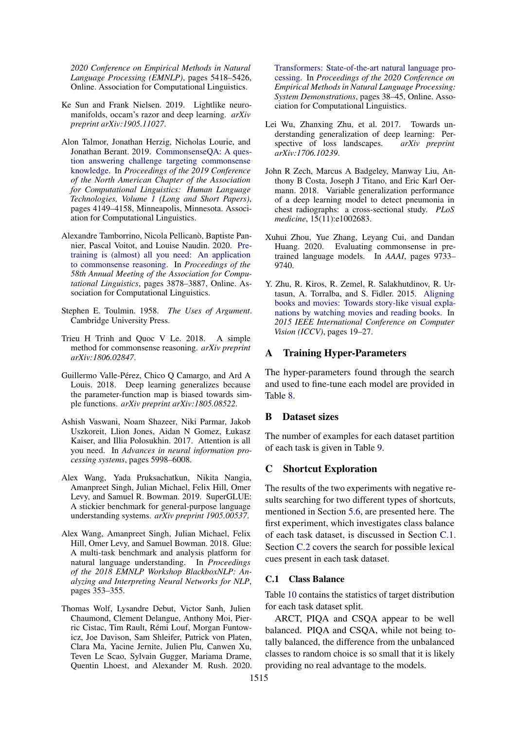2020 Conference on Empirical Methods in Natural Language Processing (EMNLP)*, pages 5418–5426, Online. Association for Computational Linguistics.

Ke Sun and Frank Nielsen. 2019. Lightlike neuromanifolds, occam's razor and deep learning. *arXiv preprint arXiv:1905.11027*.

Alon Talmor, Jonathan Herzig, Nicholas Lourie, and Jonathan Berant. 2019. CommonsenseQA: A question answering challenge targeting commonsense knowledge. In *Proceedings of the 2019 Conference of the North American Chapter of the Association for Computational Linguistics: Human Language Technologies, Volume 1 (Long and Short Papers)*, pages 4149–4158, Minneapolis, Minnesota. Association for Computational Linguistics.

Alexandre Tamborrino, Nicola Pellicanò, Baptiste Pannier, Pascal Voitot, and Louise Naudin. 2020. Pretraining is (almost) all you need: An application to commonsense reasoning. In *Proceedings of the 58th Annual Meeting of the Association for Computational Linguistics*, pages 3878–3887, Online. Association for Computational Linguistics.

Stephen E. Toulmin. 1958. *The Uses of Argument*. Cambridge University Press.

Trieu H Trinh and Quoc V Le. 2018. A simple method for commonsense reasoning. *arXiv preprint arXiv:1806.02847*.

Guillermo Valle-Pérez, Chico Q Camargo, and Ard A Louis. 2018. Deep learning generalizes because the parameter-function map is biased towards simple functions. *arXiv preprint arXiv:1805.08522*.

Ashish Vaswani, Noam Shazeer, Niki Parmar, Jakob Uszkoreit, Llion Jones, Aidan N Gomez, Łukasz Kaiser, and Illia Polosukhin. 2017. Attention is all you need. In *Advances in neural information processing systems*, pages 5998–6008.

Alex Wang, Yada Pruksachatkun, Nikita Nangia, Amanpreet Singh, Julian Michael, Felix Hill, Omer Levy, and Samuel R. Bowman. 2019. SuperGLUE: A stickier benchmark for general-purpose language understanding systems. *arXiv preprint 1905.00537*.

Alex Wang, Amanpreet Singh, Julian Michael, Felix Hill, Omer Levy, and Samuel Bowman. 2018. Glue: A multi-task benchmark and analysis platform for natural language understanding. In *Proceedings of the 2018 EMNLP Workshop BlackboxNLP: Analyzing and Interpreting Neural Networks for NLP*, pages 353–355.

Thomas Wolf, Lysandre Debut, Victor Sanh, Julien Chaumond, Clement Delangue, Anthony Moi, Pierric Cistac, Tim Rault, Rémi Louf, Morgan Funtowicz, Joe Davison, Sam Shleifer, Patrick von Platen, Clara Ma, Yacine Jernite, Julien Plu, Canwen Xu, Teven Le Scao, Sylvain Gugger, Mariama Drame, Quentin Lhoest, and Alexander M. Rush. 2020. Transformers: State-of-the-art natural language processing. In *Proceedings of the 2020 Conference on Empirical Methods in Natural Language Processing: System Demonstrations*, pages 38–45, Online. Association for Computational Linguistics.

Lei Wu, Zhanxing Zhu, et al. 2017. Towards understanding generalization of deep learning: Perspective of loss landscapes. *arXiv preprint arXiv:1706.10239*.

John R Zech, Marcus A Badgeley, Manway Liu, Anthony B Costa, Joseph J Titano, and Eric Karl Oermann. 2018. Variable generalization performance of a deep learning model to detect pneumonia in chest radiographs: a cross-sectional study. *PLoS medicine*, 15(11):e1002683.

Xuhui Zhou, Yue Zhang, Leyang Cui, and Dandan Huang. 2020. Evaluating commonsense in pre-trained language models. In *AAAI*, pages 9733–9740.

Y. Zhu, R. Kiros, R. Zemel, R. Salakhutdinov, R. Urtasun, A. Torralba, and S. Fidler. 2015. Aligning books and movies: Towards story-like visual explanations by watching movies and reading books. In *2015 IEEE International Conference on Computer Vision (ICCV)*, pages 19–27.

## A Training Hyper-Parameters

The hyper-parameters found through the search and used to fine-tune each model are provided in Table 8.

## B Dataset sizes

The number of examples for each dataset partition of each task is given in Table 9.

## C Shortcut Exploration

The results of the two experiments with negative results searching for two different types of shortcuts, mentioned in Section 5.6, are presented here. The first experiment, which investigates class balance of each task dataset, is discussed in Section C.1. Section C.2 covers the search for possible lexical cues present in each task dataset.

### C.1 Class Balance

Table 10 contains the statistics of target distribution for each task dataset split.

ARCT, PIQA and CSQA appear to be well balanced. PIQA and CSQA, while not being totally balanced, the difference from the unbalanced classes to random choice is so small that it is likely providing no real advantage to the models.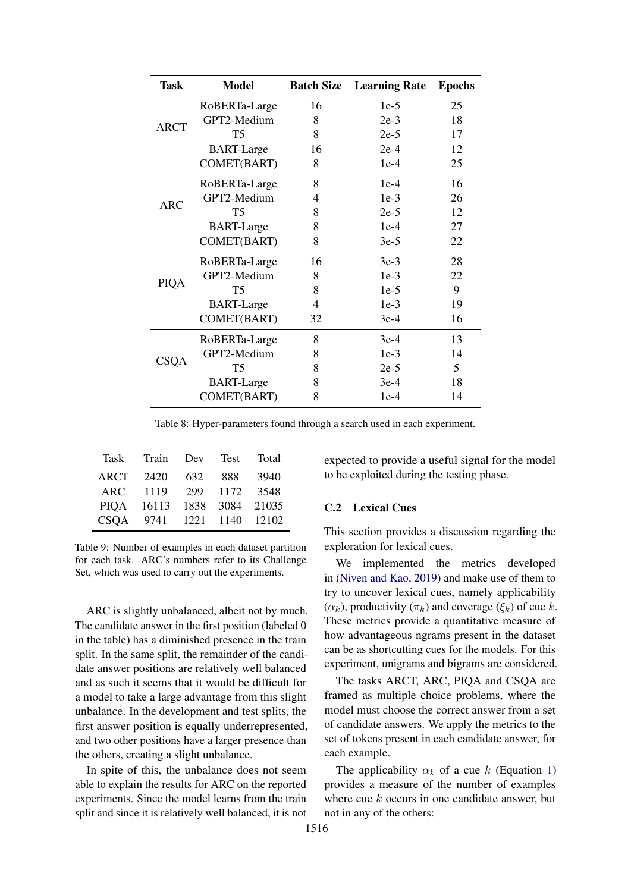| Task | Model | Batch Size | Learning Rate | Epochs |
| --- | --- | --- | --- | --- |
| ARCT | RoBERTa-Large | 16 | 1e-5 | 25 |
| | GPT2-Medium | 8 | 2e-3 | 18 |
| | T5 | 8 | 2e-5 | 17 |
| | BART-Large | 16 | 2e-4 | 12 |
| | COMET(BART) | 8 | 1e-4 | 25 |
| ARC | RoBERTa-Large | 8 | 1e-4 | 16 |
| | GPT2-Medium | 4 | 1e-3 | 26 |
| | T5 | 8 | 2e-5 | 12 |
| | BART-Large | 8 | 1e-4 | 27 |
| | COMET(BART) | 8 | 3e-5 | 22 |
| PIQA | RoBERTa-Large | 16 | 3e-3 | 28 |
| | GPT2-Medium | 8 | 1e-3 | 22 |
| | T5 | 8 | 1e-5 | 9 |
| | BART-Large | 4 | 1e-3 | 19 |
| | COMET(BART) | 32 | 3e-4 | 16 |
| CSQA | RoBERTa-Large | 8 | 3e-4 | 13 |
| | GPT2-Medium | 8 | 1e-3 | 14 |
| | T5 | 8 | 2e-5 | 5 |
| | BART-Large | 8 | 3e-4 | 18 |
| | COMET(BART) | 8 | 1e-4 | 14 |

Table 8: Hyper-parameters found through a search used in each experiment.

| Task | Train | Dev | Test | Total |
| --- | --- | --- | --- | --- |
| ARCT | 2420 | 632 | 888 | 3940 |
| ARC | 1119 | 299 | 1172 | 3548 |
| PIQA | 16113 | 1838 | 3084 | 21035 |
| CSQA | 9741 | 1221 | 1140 | 12102 |

Table 9: Number of examples in each dataset partition for each task. ARC's numbers refer to its Challenge Set, which was used to carry out the experiments.

ARC is slightly unbalanced, albeit not by much. The candidate answer in the first position (labeled 0 in the table) has a diminished presence in the train split. In the same split, the remainder of the candidate answer positions are relatively well balanced and as such it seems that it would be difficult for a model to take a large advantage from this slight unbalance. In the development and test splits, the first answer position is equally underrepresented, and two other positions have a larger presence than the others, creating a slight unbalance.

In spite of this, the unbalance does not seem able to explain the results for ARC on the reported experiments. Since the model learns from the train split and since it is relatively well balanced, it is not expected to provide a useful signal for the model to be exploited during the testing phase.

### C.2 Lexical Cues

This section provides a discussion regarding the exploration for lexical cues.

We implemented the metrics developed in (Niven and Kao, 2019) and make use of them to try to uncover lexical cues, namely applicability ($\alpha_k$), productivity ($\pi_k$) and coverage ($\xi_k$) of cue $k$. These metrics provide a quantitative measure of how advantageous ngrams present in the dataset can be as shortcutting cues for the models. For this experiment, unigrams and bigrams are considered.

The tasks ARCT, ARC, PIQA and CSQA are framed as multiple choice problems, where the model must choose the correct answer from a set of candidate answers. We apply the metrics to the set of tokens present in each candidate answer, for each example.

The applicability $\alpha_k$ of a cue $k$ (Equation 1) provides a measure of the number of examples where cue $k$ occurs in one candidate answer, but not in any of the others: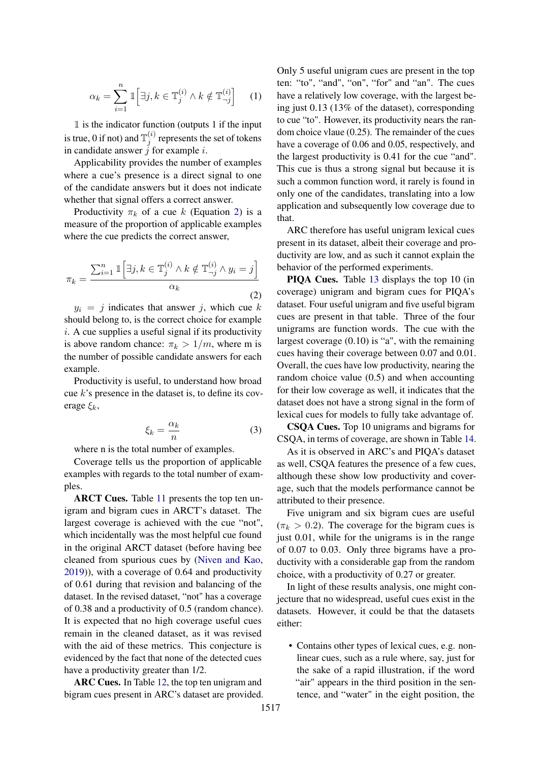$$\alpha_k = \sum_{i=1}^{n} \mathbb{1}\left[\exists j, k \in \mathbb{T}_j^{(i)} \wedge k \notin \mathbb{T}_{\neg j}^{(i)}\right] \quad (1)$$

$\mathbb{1}$ is the indicator function (outputs 1 if the input is true, 0 if not) and $\mathbb{T}_j^{(i)}$ represents the set of tokens in candidate answer $j$ for example $i$.

Applicability provides the number of examples where a cue's presence is a direct signal to one of the candidate answers but it does not indicate whether that signal offers a correct answer.

Productivity $\pi_k$ of a cue $k$ (Equation 2) is a measure of the proportion of applicable examples where the cue predicts the correct answer,

$$\pi_k = \frac{\sum_{i=1}^{n} \mathbb{1}\left[\exists j, k \in \mathbb{T}_j^{(i)} \wedge k \notin \mathbb{T}_{\neg j}^{(i)} \wedge y_i = j\right]}{\alpha_k} \quad (2)$$

$y_i = j$ indicates that answer $j$, which cue $k$ should belong to, is the correct choice for example $i$. A cue supplies a useful signal if its productivity is above random chance: $\pi_k > 1/m$, where m is the number of possible candidate answers for each example.

Productivity is useful, to understand how broad cue $k$'s presence in the dataset is, to define its coverage $\xi_k$,

$$\xi_k = \frac{\alpha_k}{n} \quad (3)$$

where n is the total number of examples.

Coverage tells us the proportion of applicable examples with regards to the total number of examples.

**ARCT Cues.** Table 11 presents the top ten unigram and bigram cues in ARCT's dataset. The largest coverage is achieved with the cue "not", which incidentally was the most helpful cue found in the original ARCT dataset (before having bee cleaned from spurious cues by (Niven and Kao, 2019)), with a coverage of 0.64 and productivity of 0.61 during that revision and balancing of the dataset. In the revised dataset, "not" has a coverage of 0.38 and a productivity of 0.5 (random chance). It is expected that no high coverage useful cues remain in the cleaned dataset, as it was revised with the aid of these metrics. This conjecture is evidenced by the fact that none of the detected cues have a productivity greater than 1/2.

**ARC Cues.** In Table 12, the top ten unigram and bigram cues present in ARC's dataset are provided. Only 5 useful unigram cues are present in the top ten: "to", "and", "on", "for" and "an". The cues have a relatively low coverage, with the largest being just 0.13 (13% of the dataset), corresponding to cue "to". However, its productivity nears the random choice vlaue (0.25). The remainder of the cues have a coverage of 0.06 and 0.05, respectively, and the largest productivity is 0.41 for the cue "and". This cue is thus a strong signal but because it is such a common function word, it rarely is found in only one of the candidates, translating into a low application and subsequently low coverage due to that.

ARC therefore has useful unigram lexical cues present in its dataset, albeit their coverage and productivity are low, and as such it cannot explain the behavior of the performed experiments.

**PIQA Cues.** Table 13 displays the top 10 (in coverage) unigram and bigram cues for PIQA's dataset. Four useful unigram and five useful bigram cues are present in that table. Three of the four unigrams are function words. The cue with the largest coverage (0.10) is "a", with the remaining cues having their coverage between 0.07 and 0.01. Overall, the cues have low productivity, nearing the random choice value (0.5) and when accounting for their low coverage as well, it indicates that the dataset does not have a strong signal in the form of lexical cues for models to fully take advantage of.

**CSQA Cues.** Top 10 unigrams and bigrams for CSQA, in terms of coverage, are shown in Table 14.

As it is observed in ARC's and PIQA's dataset as well, CSQA features the presence of a few cues, although these show low productivity and coverage, such that the models performance cannot be attributed to their presence.

Five unigram and six bigram cues are useful ($\pi_k > 0.2$). The coverage for the bigram cues is just 0.01, while for the unigrams is in the range of 0.07 to 0.03. Only three bigrams have a productivity with a considerable gap from the random choice, with a productivity of 0.27 or greater.

In light of these results analysis, one might conjecture that no widespread, useful cues exist in the datasets. However, it could be that the datasets either:

- Contains other types of lexical cues, e.g. non-linear cues, such as a rule where, say, just for the sake of a rapid illustration, if the word "air" appears in the third position in the sentence, and "water" in the eight position, the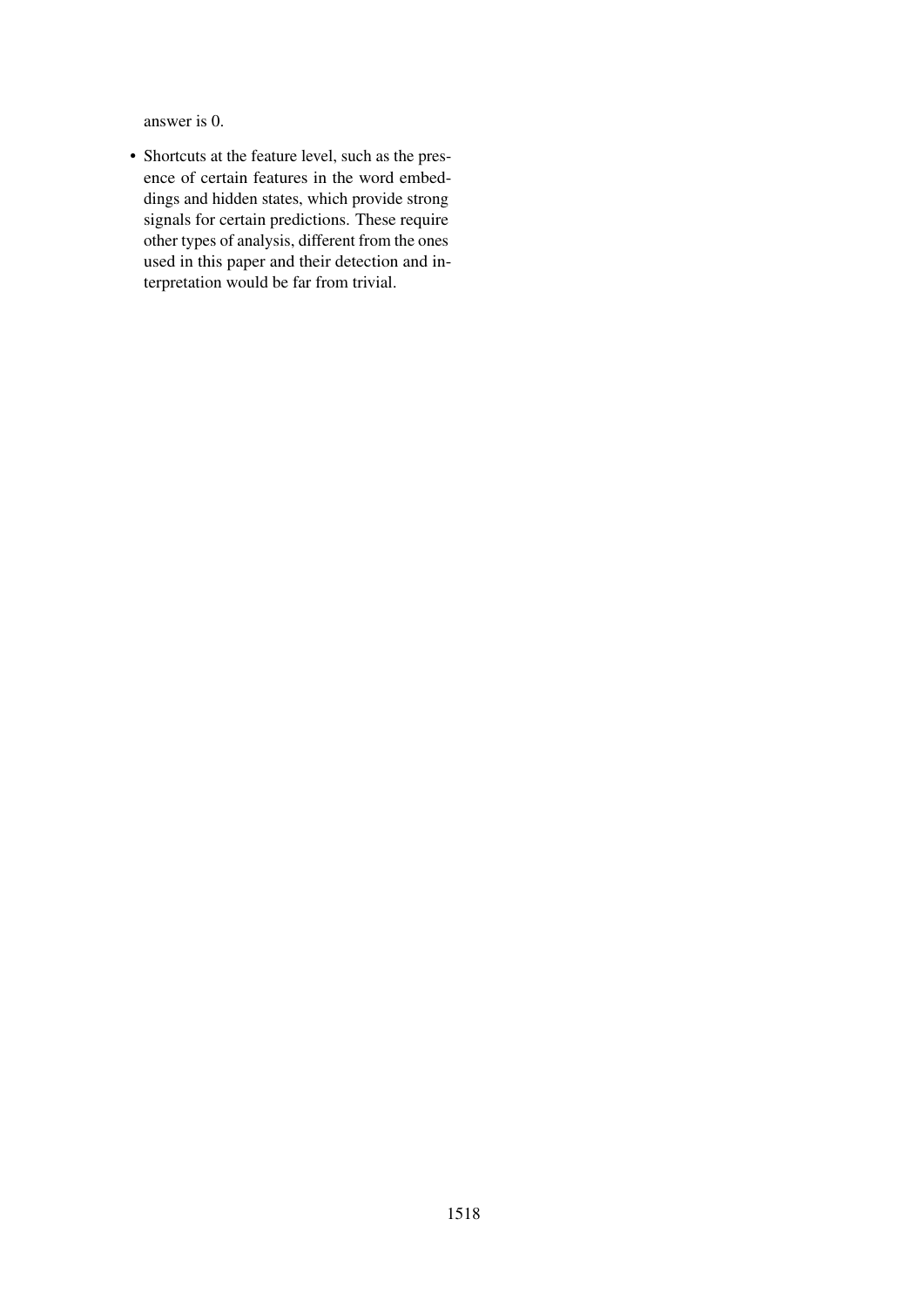answer is 0.

- Shortcuts at the feature level, such as the presence of certain features in the word embeddings and hidden states, which provide strong signals for certain predictions. These require other types of analysis, different from the ones used in this paper and their detection and interpretation would be far from trivial.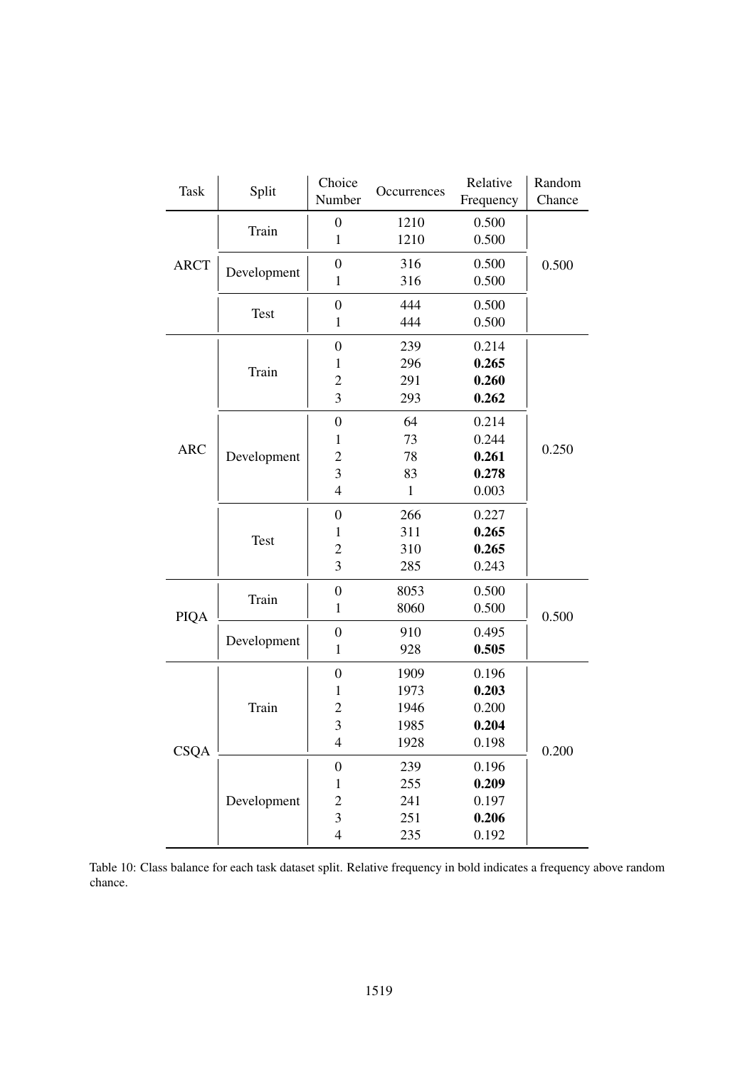| Task | Split | Choice Number | Occurrences | Relative Frequency | Random Chance |
|---|---|---|---|---|---|
| ARCT | Train | 0 | 1210 | 0.500 | 0.500 |
| | | 1 | 1210 | 0.500 | |
| | Development | 0 | 316 | 0.500 | |
| | | 1 | 316 | 0.500 | |
| | Test | 0 | 444 | 0.500 | |
| | | 1 | 444 | 0.500 | |
| ARC | Train | 0 | 239 | 0.214 | 0.250 |
| | | 1 | 296 | **0.265** | |
| | | 2 | 291 | **0.260** | |
| | | 3 | 293 | **0.262** | |
| | Development | 0 | 64 | 0.214 | |
| | | 1 | 73 | 0.244 | |
| | | 2 | 78 | **0.261** | |
| | | 3 | 83 | **0.278** | |
| | | 4 | 1 | 0.003 | |
| | Test | 0 | 266 | 0.227 | |
| | | 1 | 311 | **0.265** | |
| | | 2 | 310 | **0.265** | |
| | | 3 | 285 | 0.243 | |
| PIQA | Train | 0 | 8053 | 0.500 | 0.500 |
| | | 1 | 8060 | 0.500 | |
| | Development | 0 | 910 | 0.495 | |
| | | 1 | 928 | **0.505** | |
| CSQA | Train | 0 | 1909 | 0.196 | 0.200 |
| | | 1 | 1973 | **0.203** | |
| | | 2 | 1946 | 0.200 | |
| | | 3 | 1985 | **0.204** | |
| | | 4 | 1928 | 0.198 | |
| | Development | 0 | 239 | 0.196 | |
| | | 1 | 255 | **0.209** | |
| | | 2 | 241 | 0.197 | |
| | | 3 | 251 | **0.206** | |
| | | 4 | 235 | 0.192 | |

Table 10: Class balance for each task dataset split. Relative frequency in bold indicates a frequency above random chance.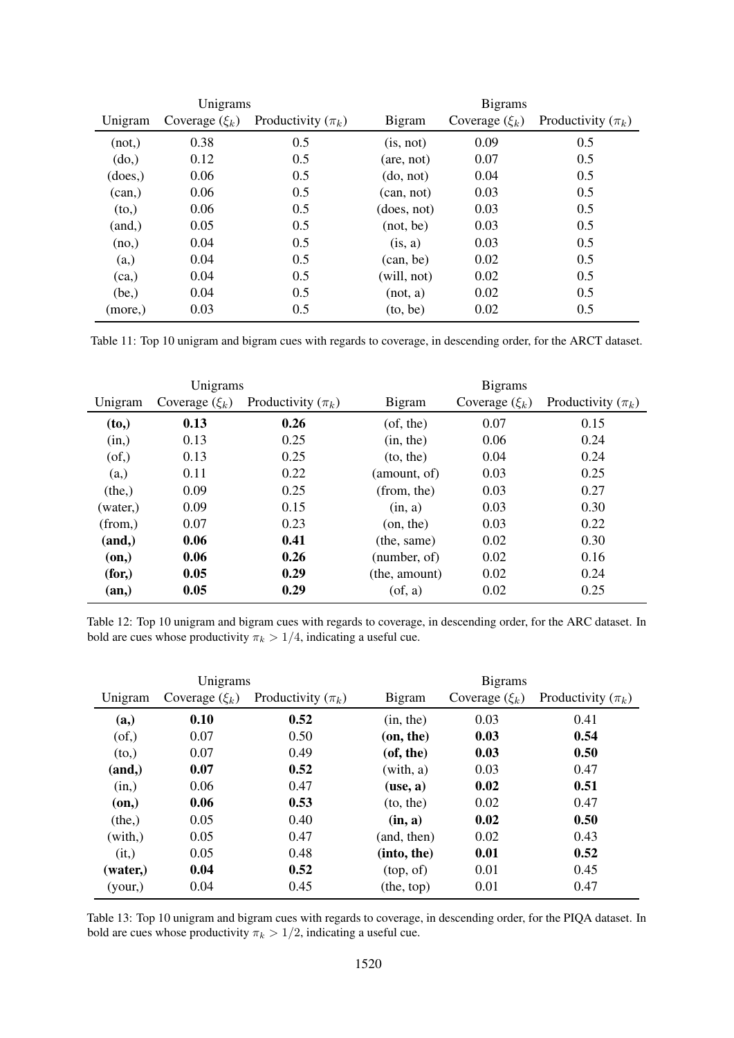| Unigrams | | | Bigrams | | |
|---|---|---|---|---|---|
| Unigram | Coverage ($\xi_k$) | Productivity ($\pi_k$) | Bigram | Coverage ($\xi_k$) | Productivity ($\pi_k$) |
| (not,) | 0.38 | 0.5 | (is, not) | 0.09 | 0.5 |
| (do,) | 0.12 | 0.5 | (are, not) | 0.07 | 0.5 |
| (does,) | 0.06 | 0.5 | (do, not) | 0.04 | 0.5 |
| (can,) | 0.06 | 0.5 | (can, not) | 0.03 | 0.5 |
| (to,) | 0.06 | 0.5 | (does, not) | 0.03 | 0.5 |
| (and,) | 0.05 | 0.5 | (not, be) | 0.03 | 0.5 |
| (no,) | 0.04 | 0.5 | (is, a) | 0.03 | 0.5 |
| (a,) | 0.04 | 0.5 | (can, be) | 0.02 | 0.5 |
| (ca,) | 0.04 | 0.5 | (will, not) | 0.02 | 0.5 |
| (be,) | 0.04 | 0.5 | (not, a) | 0.02 | 0.5 |
| (more,) | 0.03 | 0.5 | (to, be) | 0.02 | 0.5 |

Table 11: Top 10 unigram and bigram cues with regards to coverage, in descending order, for the ARCT dataset.

| Unigrams | | | Bigrams | | |
|---|---|---|---|---|---|
| Unigram | Coverage ($\xi_k$) | Productivity ($\pi_k$) | Bigram | Coverage ($\xi_k$) | Productivity ($\pi_k$) |
| **(to,)** | **0.13** | **0.26** | (of, the) | 0.07 | 0.15 |
| (in,) | 0.13 | 0.25 | (in, the) | 0.06 | 0.24 |
| (of,) | 0.13 | 0.25 | (to, the) | 0.04 | 0.24 |
| (a,) | 0.11 | 0.22 | (amount, of) | 0.03 | 0.25 |
| (the,) | 0.09 | 0.25 | (from, the) | 0.03 | 0.27 |
| (water,) | 0.09 | 0.15 | (in, a) | 0.03 | 0.30 |
| (from,) | 0.07 | 0.23 | (on, the) | 0.03 | 0.22 |
| **(and,)** | **0.06** | **0.41** | (the, same) | 0.02 | 0.30 |
| **(on,)** | **0.06** | **0.26** | (number, of) | 0.02 | 0.16 |
| **(for,)** | **0.05** | **0.29** | (the, amount) | 0.02 | 0.24 |
| **(an,)** | **0.05** | **0.29** | (of, a) | 0.02 | 0.25 |

Table 12: Top 10 unigram and bigram cues with regards to coverage, in descending order, for the ARC dataset. In bold are cues whose productivity $\pi_k > 1/4$, indicating a useful cue.

| Unigrams | | | Bigrams | | |
|---|---|---|---|---|---|
| Unigram | Coverage ($\xi_k$) | Productivity ($\pi_k$) | Bigram | Coverage ($\xi_k$) | Productivity ($\pi_k$) |
| **(a,)** | **0.10** | **0.52** | (in, the) | 0.03 | 0.41 |
| (of,) | 0.07 | 0.50 | **(on, the)** | **0.03** | **0.54** |
| (to,) | 0.07 | 0.49 | **(of, the)** | **0.03** | **0.50** |
| **(and,)** | **0.07** | **0.52** | (with, a) | 0.03 | 0.47 |
| (in,) | 0.06 | 0.47 | **(use, a)** | **0.02** | **0.51** |
| **(on,)** | **0.06** | **0.53** | (to, the) | 0.02 | 0.47 |
| (the,) | 0.05 | 0.40 | **(in, a)** | **0.02** | **0.50** |
| (with,) | 0.05 | 0.47 | (and, then) | 0.02 | 0.43 |
| (it,) | 0.05 | 0.48 | **(into, the)** | **0.01** | **0.52** |
| **(water,)** | **0.04** | **0.52** | (top, of) | 0.01 | 0.45 |
| (your,) | 0.04 | 0.45 | (the, top) | 0.01 | 0.47 |

Table 13: Top 10 unigram and bigram cues with regards to coverage, in descending order, for the PIQA dataset. In bold are cues whose productivity $\pi_k > 1/2$, indicating a useful cue.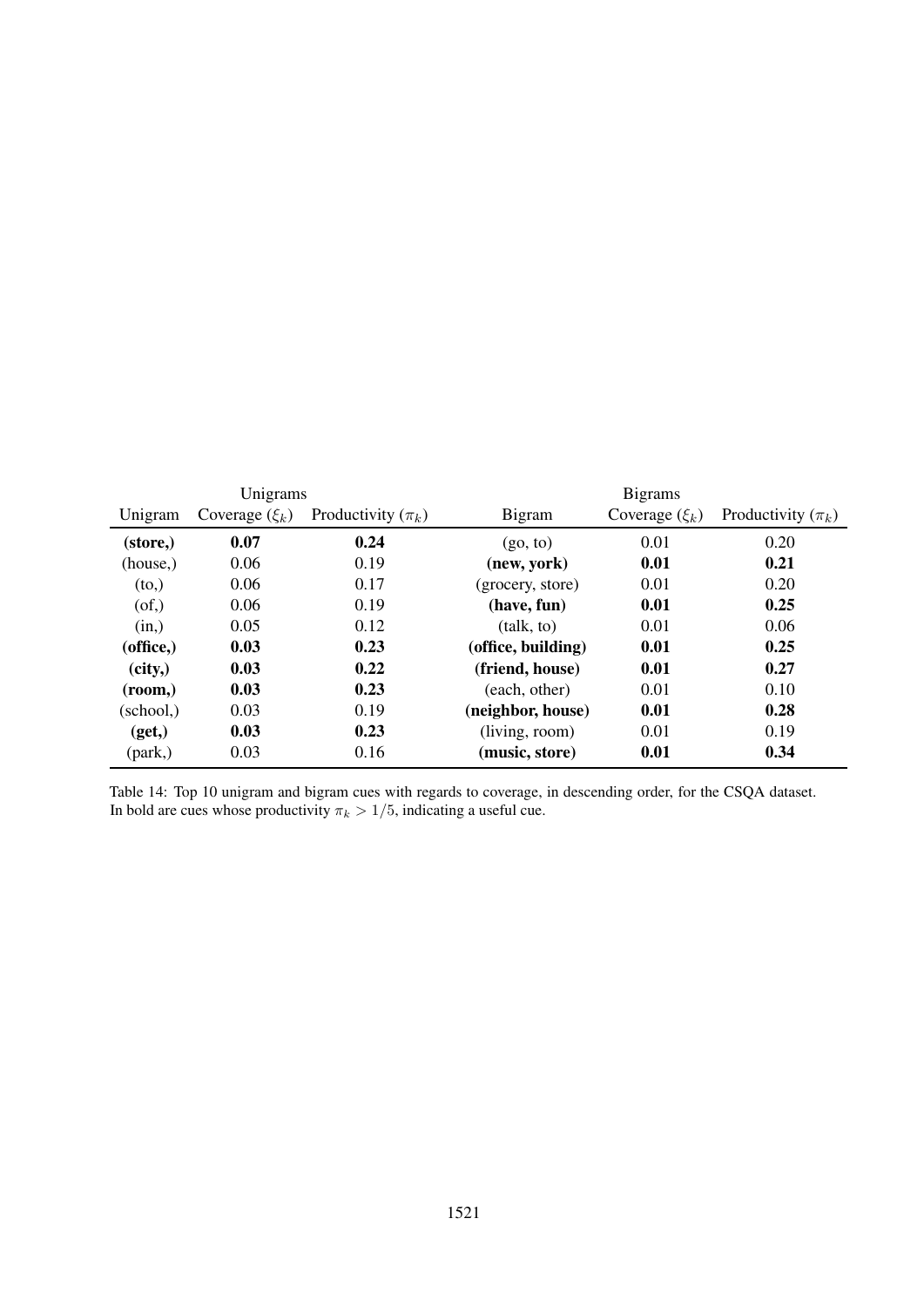| Unigrams | | | Bigrams | | |
|---|---|---|---|---|---|
| Unigram | Coverage ($\xi_k$) | Productivity ($\pi_k$) | Bigram | Coverage ($\xi_k$) | Productivity ($\pi_k$) |
| **(store,)** | **0.07** | **0.24** | (go, to) | 0.01 | 0.20 |
| (house,) | 0.06 | 0.19 | **(new, york)** | **0.01** | **0.21** |
| (to,) | 0.06 | 0.17 | (grocery, store) | 0.01 | 0.20 |
| (of,) | 0.06 | 0.19 | **(have, fun)** | **0.01** | **0.25** |
| (in,) | 0.05 | 0.12 | (talk, to) | 0.01 | 0.06 |
| **(office,)** | **0.03** | **0.23** | **(office, building)** | **0.01** | **0.25** |
| **(city,)** | **0.03** | **0.22** | **(friend, house)** | **0.01** | **0.27** |
| **(room,)** | **0.03** | **0.23** | (each, other) | 0.01 | 0.10 |
| (school,) | 0.03 | 0.19 | **(neighbor, house)** | **0.01** | **0.28** |
| **(get,)** | **0.03** | **0.23** | (living, room) | 0.01 | 0.19 |
| (park,) | 0.03 | 0.16 | **(music, store)** | **0.01** | **0.34** |

Table 14: Top 10 unigram and bigram cues with regards to coverage, in descending order, for the CSQA dataset. In bold are cues whose productivity $\pi_k > 1/5$, indicating a useful cue.